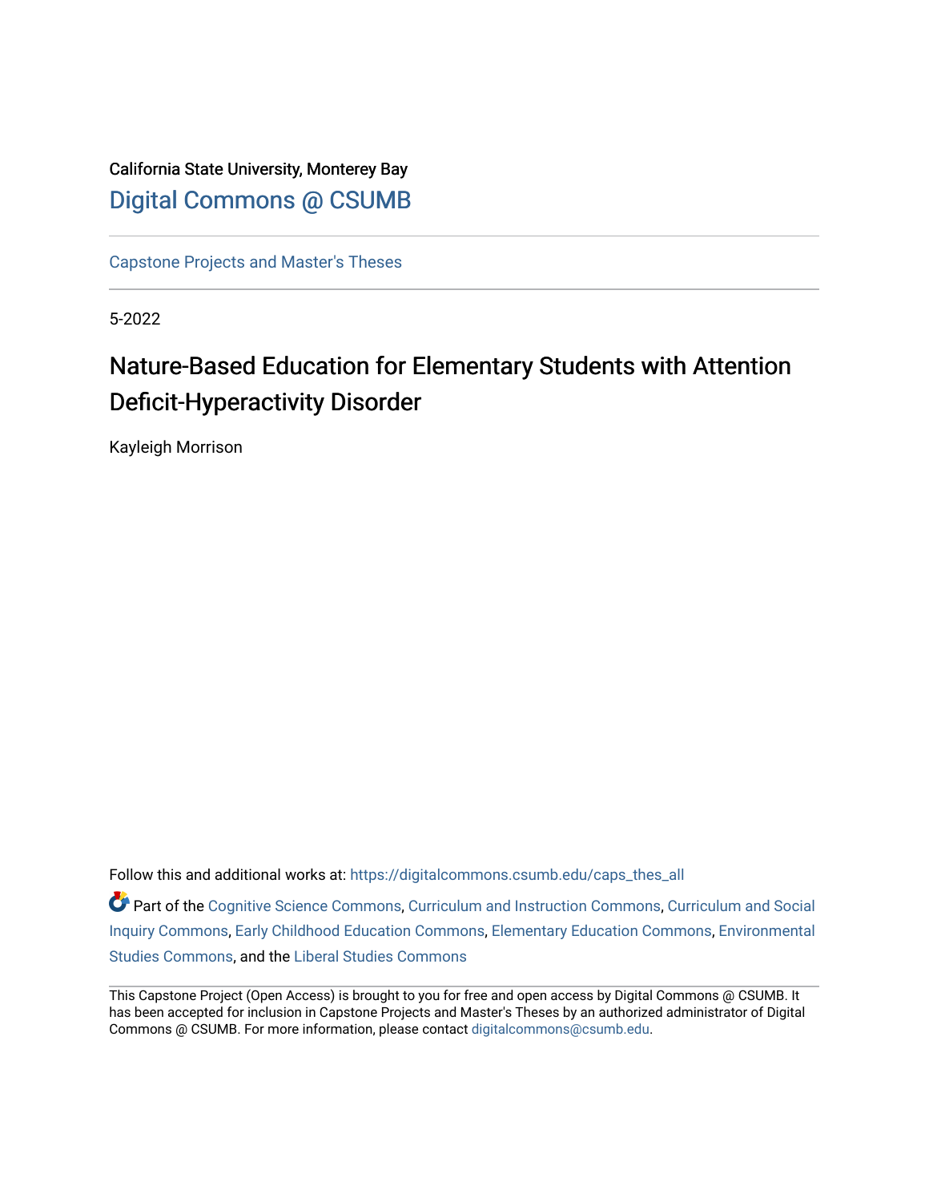California State University, Monterey Bay

Digital Commons @ CSUMB

Capstone Projects and Master's Theses

5-2022

# Nature-Based Education for Elementary Students with Attention Deficit-Hyperactivity Disorder

Kayleigh Morrison

Follow this and additional works at: https://digitalcommons.csumb.edu/caps_thes_all

Part of the Cognitive Science Commons, Curriculum and Instruction Commons, Curriculum and Social Inquiry Commons, Early Childhood Education Commons, Elementary Education Commons, Environmental Studies Commons, and the Liberal Studies Commons

This Capstone Project (Open Access) is brought to you for free and open access by Digital Commons @ CSUMB. It has been accepted for inclusion in Capstone Projects and Master's Theses by an authorized administrator of Digital Commons @ CSUMB. For more information, please contact digitalcommons@csumb.edu.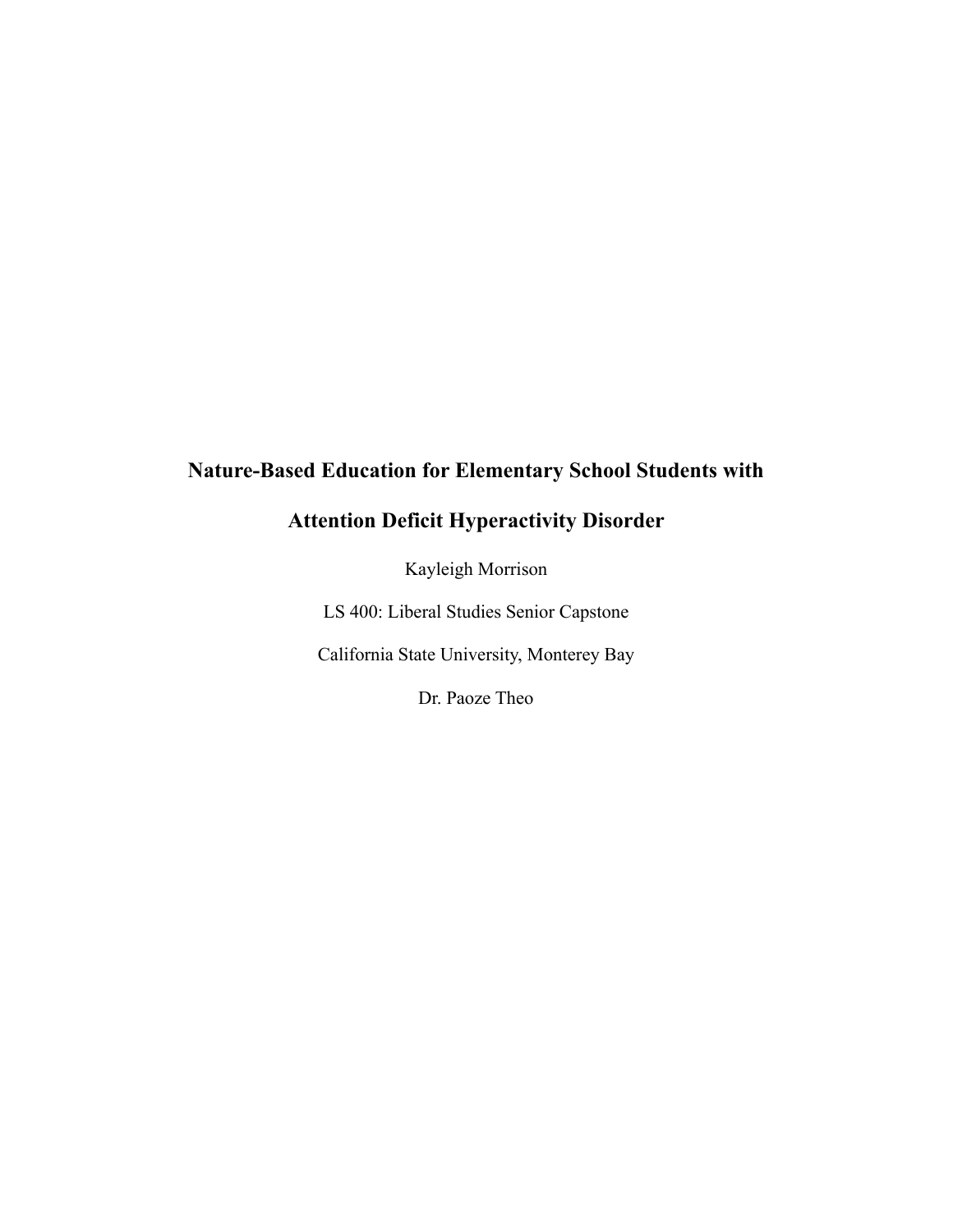# Nature-Based Education for Elementary School Students with Attention Deficit Hyperactivity Disorder

Kayleigh Morrison

LS 400: Liberal Studies Senior Capstone

California State University, Monterey Bay

Dr. Paoze Theo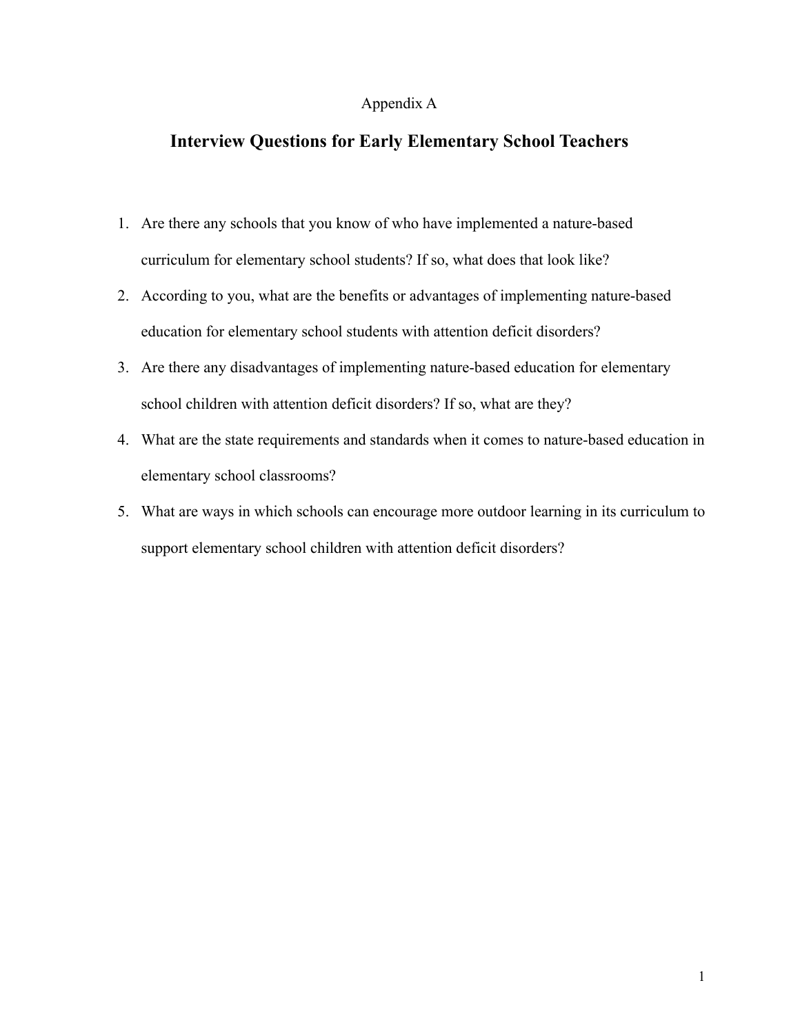Appendix A

## Interview Questions for Early Elementary School Teachers

1. Are there any schools that you know of who have implemented a nature-based curriculum for elementary school students? If so, what does that look like?
2. According to you, what are the benefits or advantages of implementing nature-based education for elementary school students with attention deficit disorders?
3. Are there any disadvantages of implementing nature-based education for elementary school children with attention deficit disorders? If so, what are they?
4. What are the state requirements and standards when it comes to nature-based education in elementary school classrooms?
5. What are ways in which schools can encourage more outdoor learning in its curriculum to support elementary school children with attention deficit disorders?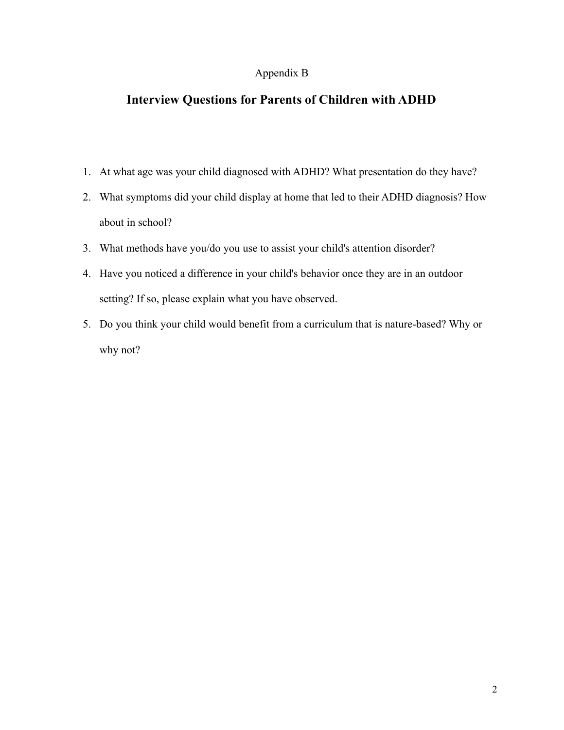Appendix B

## Interview Questions for Parents of Children with ADHD

1. At what age was your child diagnosed with ADHD? What presentation do they have?
2. What symptoms did your child display at home that led to their ADHD diagnosis? How about in school?
3. What methods have you/do you use to assist your child's attention disorder?
4. Have you noticed a difference in your child's behavior once they are in an outdoor setting? If so, please explain what you have observed.
5. Do you think your child would benefit from a curriculum that is nature-based? Why or why not?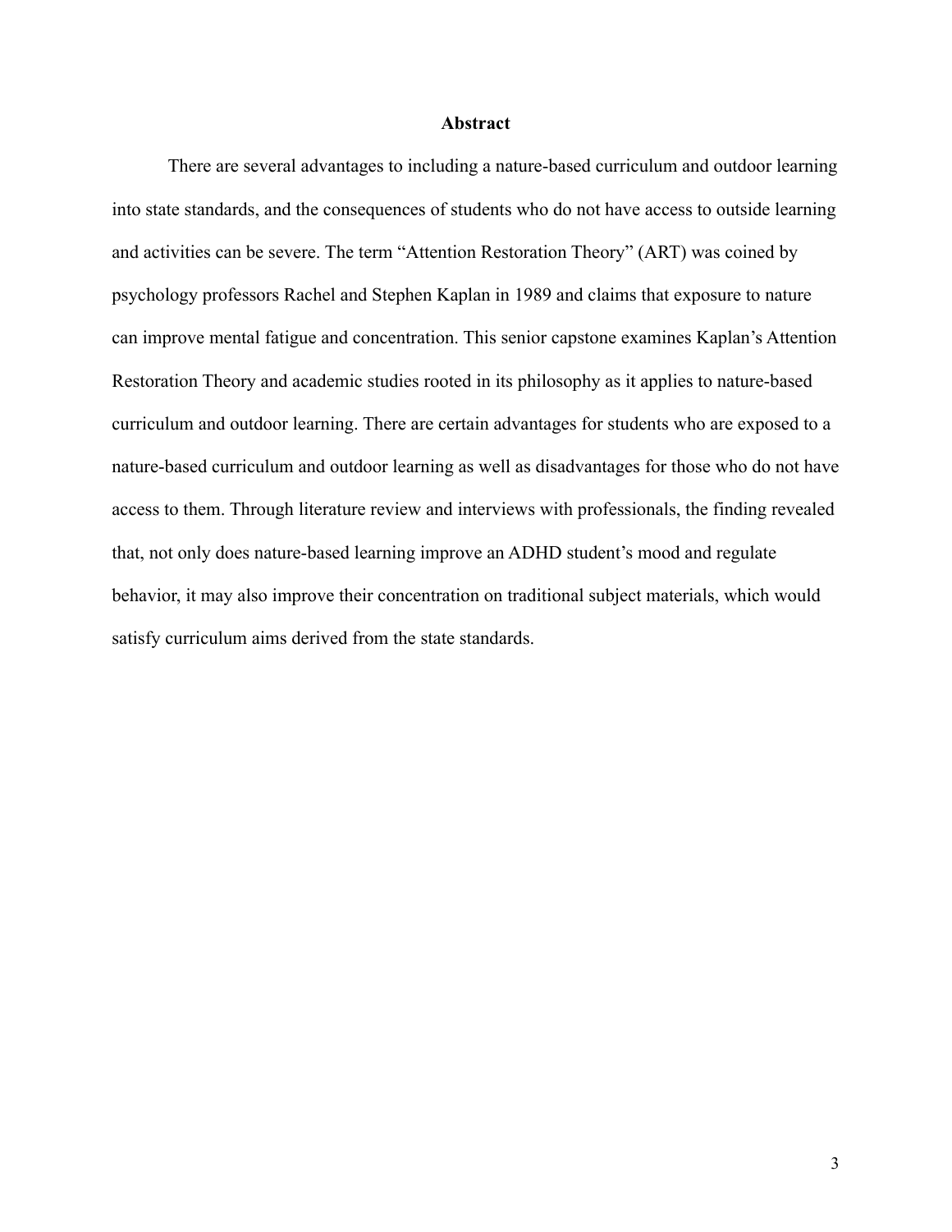## Abstract

There are several advantages to including a nature-based curriculum and outdoor learning into state standards, and the consequences of students who do not have access to outside learning and activities can be severe. The term “Attention Restoration Theory” (ART) was coined by psychology professors Rachel and Stephen Kaplan in 1989 and claims that exposure to nature can improve mental fatigue and concentration. This senior capstone examines Kaplan’s Attention Restoration Theory and academic studies rooted in its philosophy as it applies to nature-based curriculum and outdoor learning. There are certain advantages for students who are exposed to a nature-based curriculum and outdoor learning as well as disadvantages for those who do not have access to them. Through literature review and interviews with professionals, the finding revealed that, not only does nature-based learning improve an ADHD student’s mood and regulate behavior, it may also improve their concentration on traditional subject materials, which would satisfy curriculum aims derived from the state standards.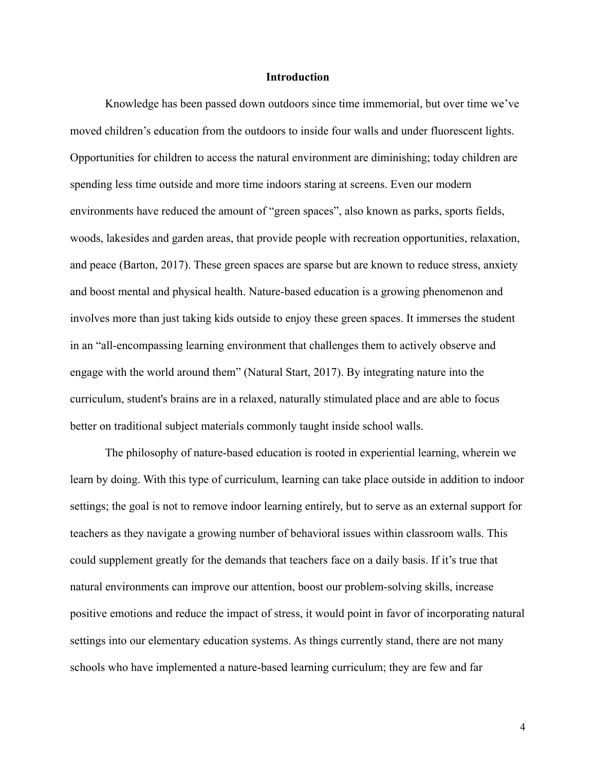## Introduction

Knowledge has been passed down outdoors since time immemorial, but over time we've moved children's education from the outdoors to inside four walls and under fluorescent lights. Opportunities for children to access the natural environment are diminishing; today children are spending less time outside and more time indoors staring at screens. Even our modern environments have reduced the amount of "green spaces", also known as parks, sports fields, woods, lakesides and garden areas, that provide people with recreation opportunities, relaxation, and peace (Barton, 2017). These green spaces are sparse but are known to reduce stress, anxiety and boost mental and physical health. Nature-based education is a growing phenomenon and involves more than just taking kids outside to enjoy these green spaces. It immerses the student in an "all-encompassing learning environment that challenges them to actively observe and engage with the world around them" (Natural Start, 2017). By integrating nature into the curriculum, student's brains are in a relaxed, naturally stimulated place and are able to focus better on traditional subject materials commonly taught inside school walls.

The philosophy of nature-based education is rooted in experiential learning, wherein we learn by doing. With this type of curriculum, learning can take place outside in addition to indoor settings; the goal is not to remove indoor learning entirely, but to serve as an external support for teachers as they navigate a growing number of behavioral issues within classroom walls. This could supplement greatly for the demands that teachers face on a daily basis. If it's true that natural environments can improve our attention, boost our problem-solving skills, increase positive emotions and reduce the impact of stress, it would point in favor of incorporating natural settings into our elementary education systems. As things currently stand, there are not many schools who have implemented a nature-based learning curriculum; they are few and far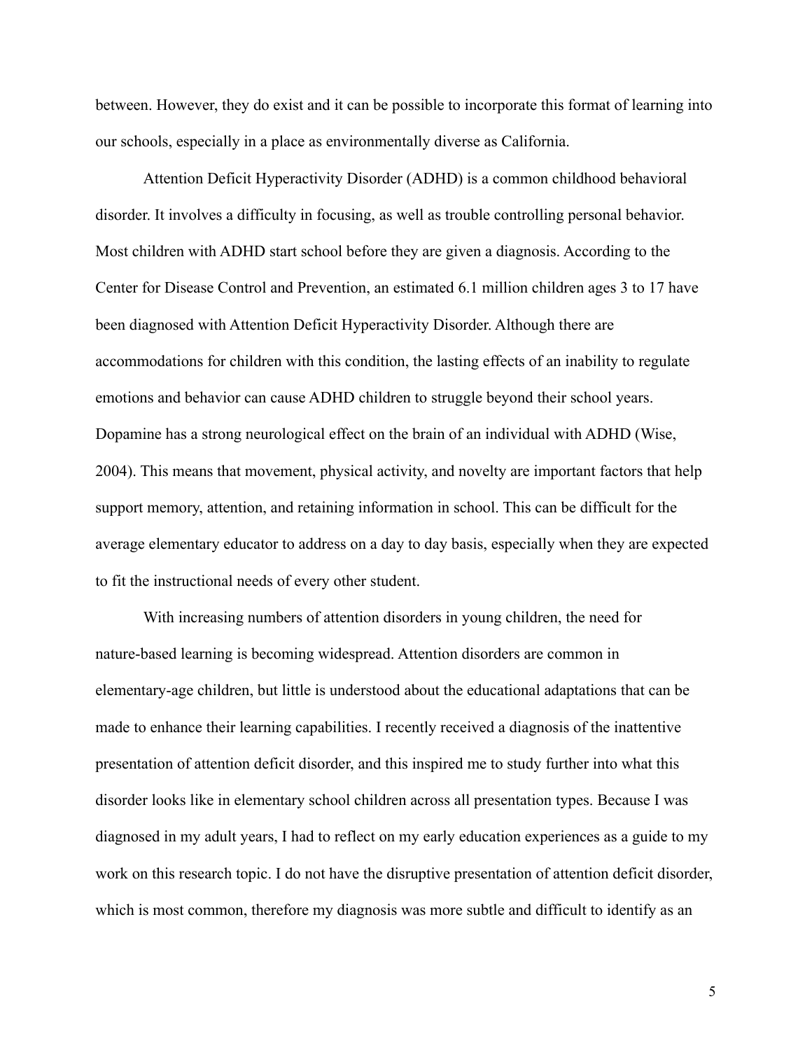between. However, they do exist and it can be possible to incorporate this format of learning into our schools, especially in a place as environmentally diverse as California.

Attention Deficit Hyperactivity Disorder (ADHD) is a common childhood behavioral disorder. It involves a difficulty in focusing, as well as trouble controlling personal behavior. Most children with ADHD start school before they are given a diagnosis. According to the Center for Disease Control and Prevention, an estimated 6.1 million children ages 3 to 17 have been diagnosed with Attention Deficit Hyperactivity Disorder. Although there are accommodations for children with this condition, the lasting effects of an inability to regulate emotions and behavior can cause ADHD children to struggle beyond their school years. Dopamine has a strong neurological effect on the brain of an individual with ADHD (Wise, 2004). This means that movement, physical activity, and novelty are important factors that help support memory, attention, and retaining information in school. This can be difficult for the average elementary educator to address on a day to day basis, especially when they are expected to fit the instructional needs of every other student.

With increasing numbers of attention disorders in young children, the need for nature-based learning is becoming widespread. Attention disorders are common in elementary-age children, but little is understood about the educational adaptations that can be made to enhance their learning capabilities. I recently received a diagnosis of the inattentive presentation of attention deficit disorder, and this inspired me to study further into what this disorder looks like in elementary school children across all presentation types. Because I was diagnosed in my adult years, I had to reflect on my early education experiences as a guide to my work on this research topic. I do not have the disruptive presentation of attention deficit disorder, which is most common, therefore my diagnosis was more subtle and difficult to identify as an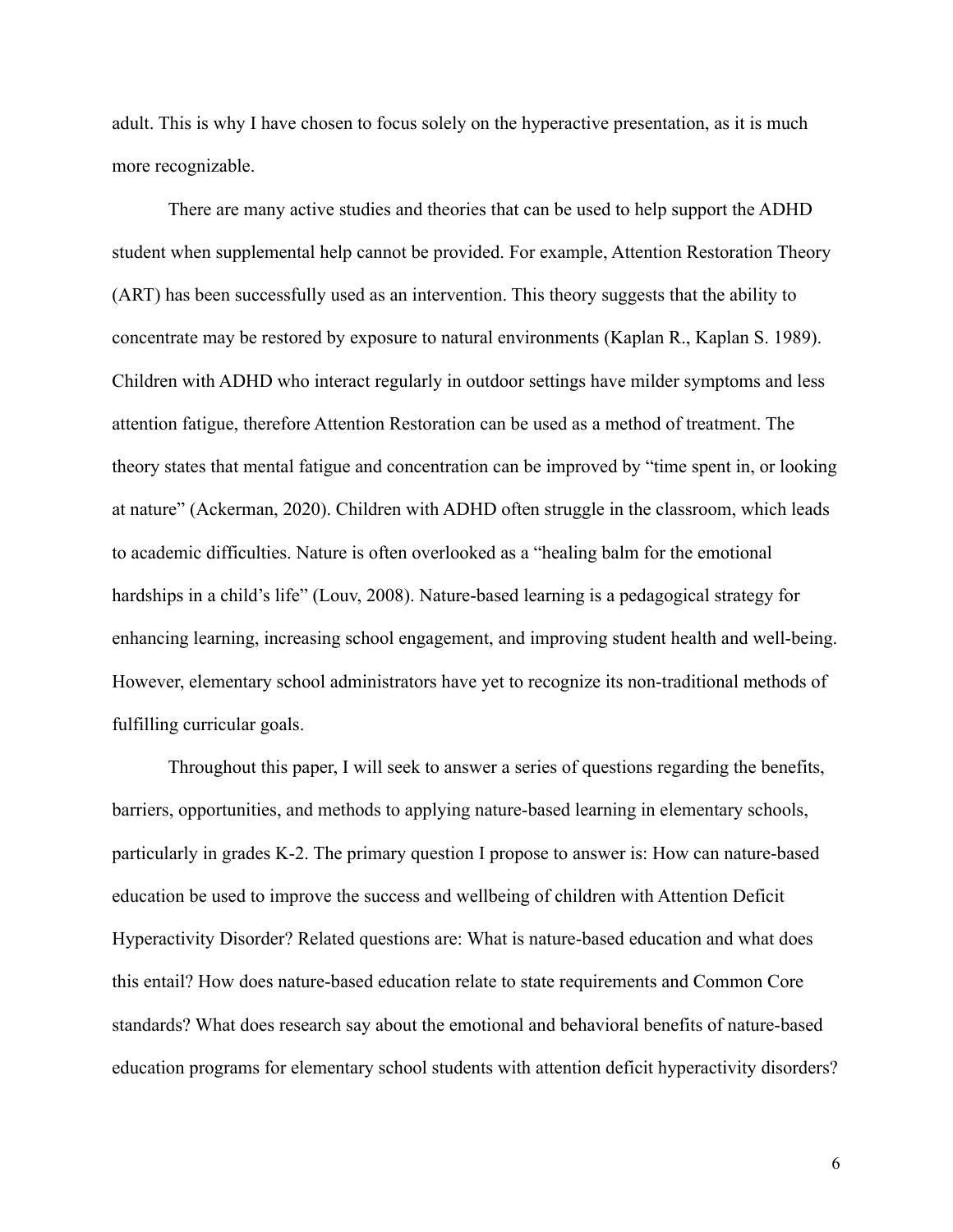adult. This is why I have chosen to focus solely on the hyperactive presentation, as it is much more recognizable.

There are many active studies and theories that can be used to help support the ADHD student when supplemental help cannot be provided. For example, Attention Restoration Theory (ART) has been successfully used as an intervention. This theory suggests that the ability to concentrate may be restored by exposure to natural environments (Kaplan R., Kaplan S. 1989). Children with ADHD who interact regularly in outdoor settings have milder symptoms and less attention fatigue, therefore Attention Restoration can be used as a method of treatment. The theory states that mental fatigue and concentration can be improved by "time spent in, or looking at nature" (Ackerman, 2020). Children with ADHD often struggle in the classroom, which leads to academic difficulties. Nature is often overlooked as a "healing balm for the emotional hardships in a child's life" (Louv, 2008). Nature-based learning is a pedagogical strategy for enhancing learning, increasing school engagement, and improving student health and well-being. However, elementary school administrators have yet to recognize its non-traditional methods of fulfilling curricular goals.

Throughout this paper, I will seek to answer a series of questions regarding the benefits, barriers, opportunities, and methods to applying nature-based learning in elementary schools, particularly in grades K-2. The primary question I propose to answer is: How can nature-based education be used to improve the success and wellbeing of children with Attention Deficit Hyperactivity Disorder? Related questions are: What is nature-based education and what does this entail? How does nature-based education relate to state requirements and Common Core standards? What does research say about the emotional and behavioral benefits of nature-based education programs for elementary school students with attention deficit hyperactivity disorders?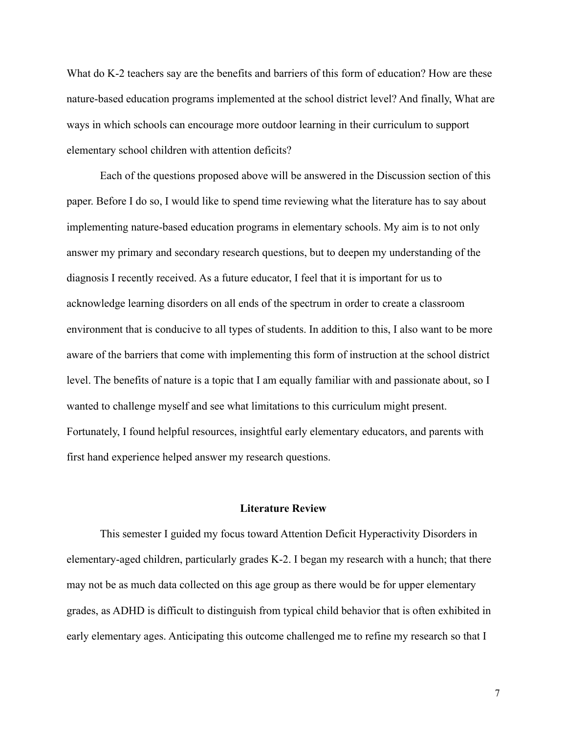What do K-2 teachers say are the benefits and barriers of this form of education? How are these nature-based education programs implemented at the school district level? And finally, What are ways in which schools can encourage more outdoor learning in their curriculum to support elementary school children with attention deficits?

Each of the questions proposed above will be answered in the Discussion section of this paper. Before I do so, I would like to spend time reviewing what the literature has to say about implementing nature-based education programs in elementary schools. My aim is to not only answer my primary and secondary research questions, but to deepen my understanding of the diagnosis I recently received. As a future educator, I feel that it is important for us to acknowledge learning disorders on all ends of the spectrum in order to create a classroom environment that is conducive to all types of students. In addition to this, I also want to be more aware of the barriers that come with implementing this form of instruction at the school district level. The benefits of nature is a topic that I am equally familiar with and passionate about, so I wanted to challenge myself and see what limitations to this curriculum might present. Fortunately, I found helpful resources, insightful early elementary educators, and parents with first hand experience helped answer my research questions.

## Literature Review

This semester I guided my focus toward Attention Deficit Hyperactivity Disorders in elementary-aged children, particularly grades K-2. I began my research with a hunch; that there may not be as much data collected on this age group as there would be for upper elementary grades, as ADHD is difficult to distinguish from typical child behavior that is often exhibited in early elementary ages. Anticipating this outcome challenged me to refine my research so that I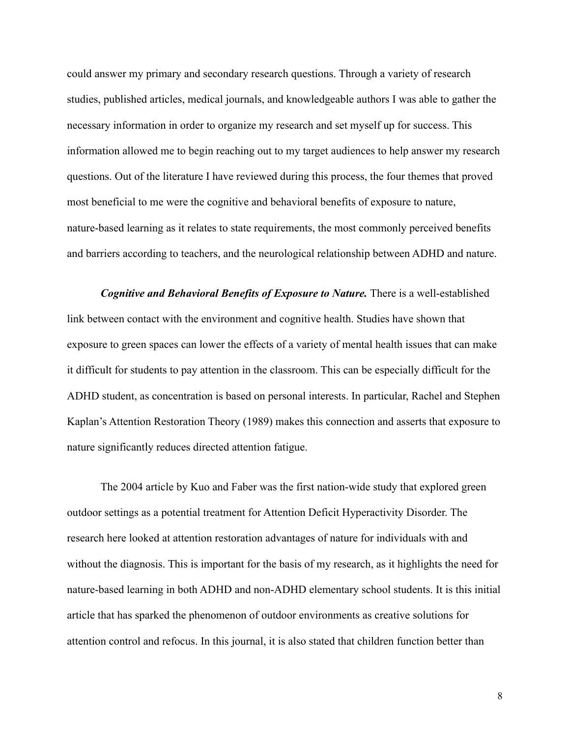could answer my primary and secondary research questions. Through a variety of research studies, published articles, medical journals, and knowledgeable authors I was able to gather the necessary information in order to organize my research and set myself up for success. This information allowed me to begin reaching out to my target audiences to help answer my research questions. Out of the literature I have reviewed during this process, the four themes that proved most beneficial to me were the cognitive and behavioral benefits of exposure to nature, nature-based learning as it relates to state requirements, the most commonly perceived benefits and barriers according to teachers, and the neurological relationship between ADHD and nature.

***Cognitive and Behavioral Benefits of Exposure to Nature.*** There is a well-established link between contact with the environment and cognitive health. Studies have shown that exposure to green spaces can lower the effects of a variety of mental health issues that can make it difficult for students to pay attention in the classroom. This can be especially difficult for the ADHD student, as concentration is based on personal interests. In particular, Rachel and Stephen Kaplan's Attention Restoration Theory (1989) makes this connection and asserts that exposure to nature significantly reduces directed attention fatigue.

The 2004 article by Kuo and Faber was the first nation-wide study that explored green outdoor settings as a potential treatment for Attention Deficit Hyperactivity Disorder. The research here looked at attention restoration advantages of nature for individuals with and without the diagnosis. This is important for the basis of my research, as it highlights the need for nature-based learning in both ADHD and non-ADHD elementary school students. It is this initial article that has sparked the phenomenon of outdoor environments as creative solutions for attention control and refocus. In this journal, it is also stated that children function better than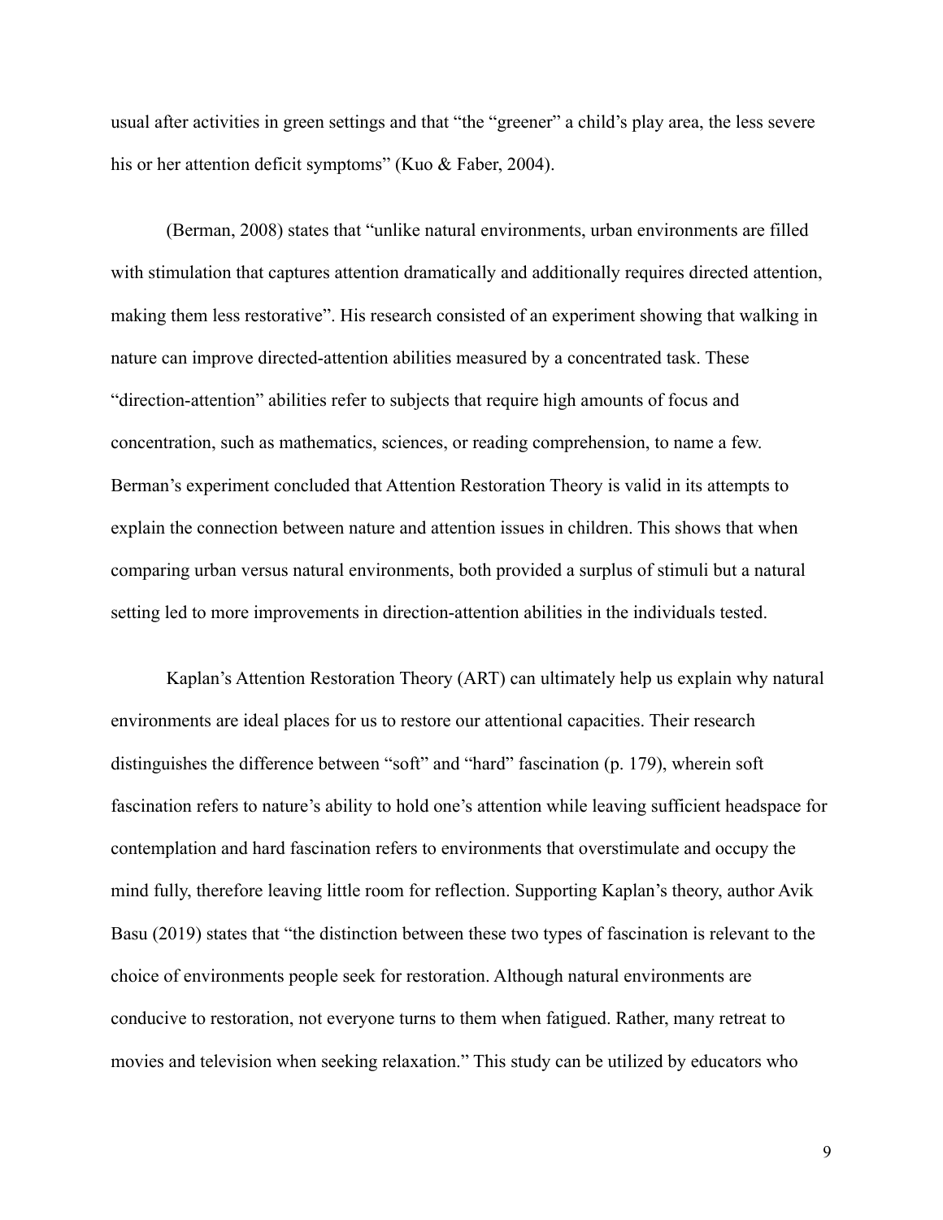usual after activities in green settings and that "the "greener" a child's play area, the less severe his or her attention deficit symptoms" (Kuo & Faber, 2004).

(Berman, 2008) states that "unlike natural environments, urban environments are filled with stimulation that captures attention dramatically and additionally requires directed attention, making them less restorative". His research consisted of an experiment showing that walking in nature can improve directed-attention abilities measured by a concentrated task. These "direction-attention" abilities refer to subjects that require high amounts of focus and concentration, such as mathematics, sciences, or reading comprehension, to name a few. Berman's experiment concluded that Attention Restoration Theory is valid in its attempts to explain the connection between nature and attention issues in children. This shows that when comparing urban versus natural environments, both provided a surplus of stimuli but a natural setting led to more improvements in direction-attention abilities in the individuals tested.

Kaplan's Attention Restoration Theory (ART) can ultimately help us explain why natural environments are ideal places for us to restore our attentional capacities. Their research distinguishes the difference between "soft" and "hard" fascination (p. 179), wherein soft fascination refers to nature's ability to hold one's attention while leaving sufficient headspace for contemplation and hard fascination refers to environments that overstimulate and occupy the mind fully, therefore leaving little room for reflection. Supporting Kaplan's theory, author Avik Basu (2019) states that "the distinction between these two types of fascination is relevant to the choice of environments people seek for restoration. Although natural environments are conducive to restoration, not everyone turns to them when fatigued. Rather, many retreat to movies and television when seeking relaxation." This study can be utilized by educators who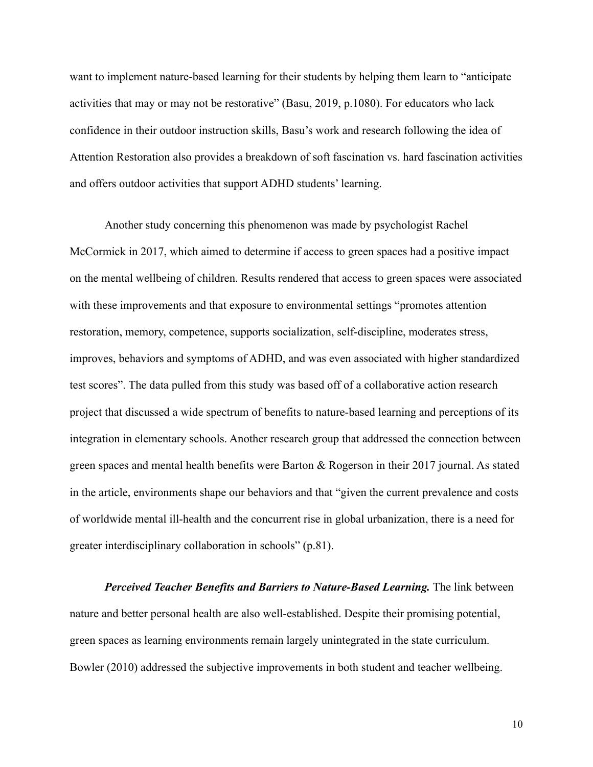want to implement nature-based learning for their students by helping them learn to "anticipate activities that may or may not be restorative" (Basu, 2019, p.1080). For educators who lack confidence in their outdoor instruction skills, Basu's work and research following the idea of Attention Restoration also provides a breakdown of soft fascination vs. hard fascination activities and offers outdoor activities that support ADHD students' learning.

Another study concerning this phenomenon was made by psychologist Rachel McCormick in 2017, which aimed to determine if access to green spaces had a positive impact on the mental wellbeing of children. Results rendered that access to green spaces were associated with these improvements and that exposure to environmental settings "promotes attention restoration, memory, competence, supports socialization, self-discipline, moderates stress, improves, behaviors and symptoms of ADHD, and was even associated with higher standardized test scores". The data pulled from this study was based off of a collaborative action research project that discussed a wide spectrum of benefits to nature-based learning and perceptions of its integration in elementary schools. Another research group that addressed the connection between green spaces and mental health benefits were Barton & Rogerson in their 2017 journal. As stated in the article, environments shape our behaviors and that "given the current prevalence and costs of worldwide mental ill-health and the concurrent rise in global urbanization, there is a need for greater interdisciplinary collaboration in schools" (p.81).

***Perceived Teacher Benefits and Barriers to Nature-Based Learning.*** The link between nature and better personal health are also well-established. Despite their promising potential, green spaces as learning environments remain largely unintegrated in the state curriculum. Bowler (2010) addressed the subjective improvements in both student and teacher wellbeing.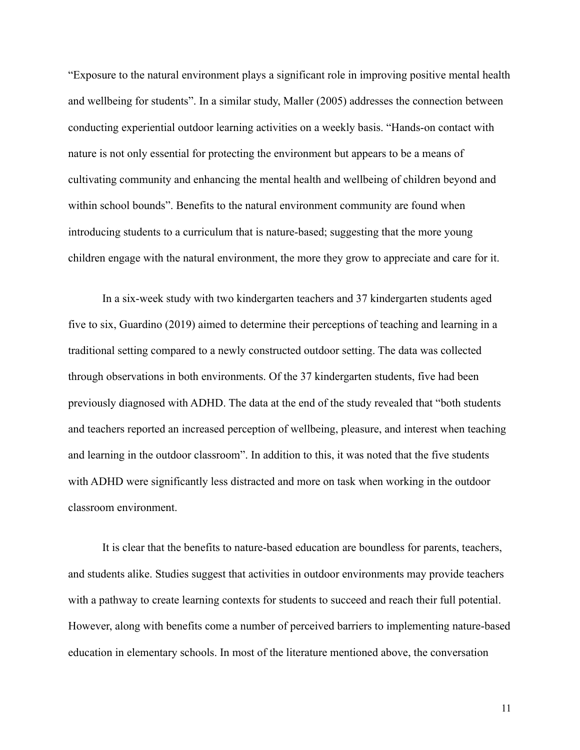"Exposure to the natural environment plays a significant role in improving positive mental health and wellbeing for students". In a similar study, Maller (2005) addresses the connection between conducting experiential outdoor learning activities on a weekly basis. "Hands-on contact with nature is not only essential for protecting the environment but appears to be a means of cultivating community and enhancing the mental health and wellbeing of children beyond and within school bounds". Benefits to the natural environment community are found when introducing students to a curriculum that is nature-based; suggesting that the more young children engage with the natural environment, the more they grow to appreciate and care for it.

In a six-week study with two kindergarten teachers and 37 kindergarten students aged five to six, Guardino (2019) aimed to determine their perceptions of teaching and learning in a traditional setting compared to a newly constructed outdoor setting. The data was collected through observations in both environments. Of the 37 kindergarten students, five had been previously diagnosed with ADHD. The data at the end of the study revealed that "both students and teachers reported an increased perception of wellbeing, pleasure, and interest when teaching and learning in the outdoor classroom". In addition to this, it was noted that the five students with ADHD were significantly less distracted and more on task when working in the outdoor classroom environment.

It is clear that the benefits to nature-based education are boundless for parents, teachers, and students alike. Studies suggest that activities in outdoor environments may provide teachers with a pathway to create learning contexts for students to succeed and reach their full potential. However, along with benefits come a number of perceived barriers to implementing nature-based education in elementary schools. In most of the literature mentioned above, the conversation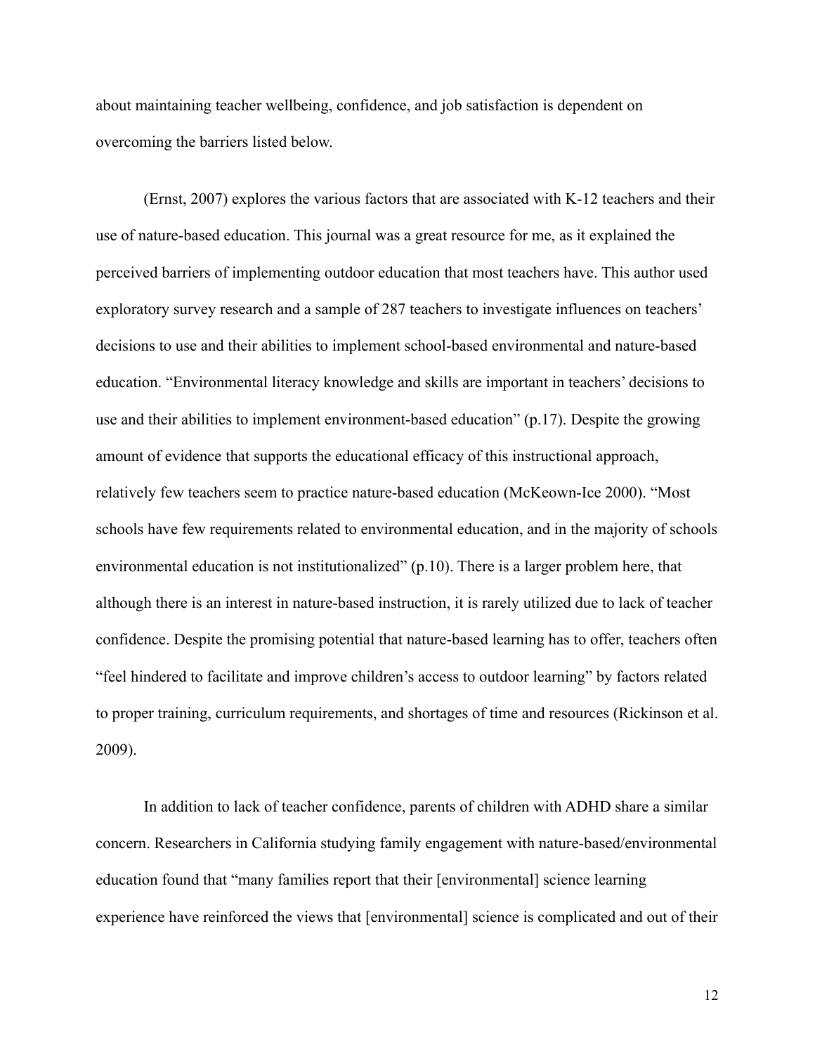about maintaining teacher wellbeing, confidence, and job satisfaction is dependent on overcoming the barriers listed below.

(Ernst, 2007) explores the various factors that are associated with K-12 teachers and their use of nature-based education. This journal was a great resource for me, as it explained the perceived barriers of implementing outdoor education that most teachers have. This author used exploratory survey research and a sample of 287 teachers to investigate influences on teachers' decisions to use and their abilities to implement school-based environmental and nature-based education. "Environmental literacy knowledge and skills are important in teachers' decisions to use and their abilities to implement environment-based education" (p.17). Despite the growing amount of evidence that supports the educational efficacy of this instructional approach, relatively few teachers seem to practice nature-based education (McKeown-Ice 2000). "Most schools have few requirements related to environmental education, and in the majority of schools environmental education is not institutionalized" (p.10). There is a larger problem here, that although there is an interest in nature-based instruction, it is rarely utilized due to lack of teacher confidence. Despite the promising potential that nature-based learning has to offer, teachers often "feel hindered to facilitate and improve children's access to outdoor learning" by factors related to proper training, curriculum requirements, and shortages of time and resources (Rickinson et al. 2009).

In addition to lack of teacher confidence, parents of children with ADHD share a similar concern. Researchers in California studying family engagement with nature-based/environmental education found that "many families report that their [environmental] science learning experience have reinforced the views that [environmental] science is complicated and out of their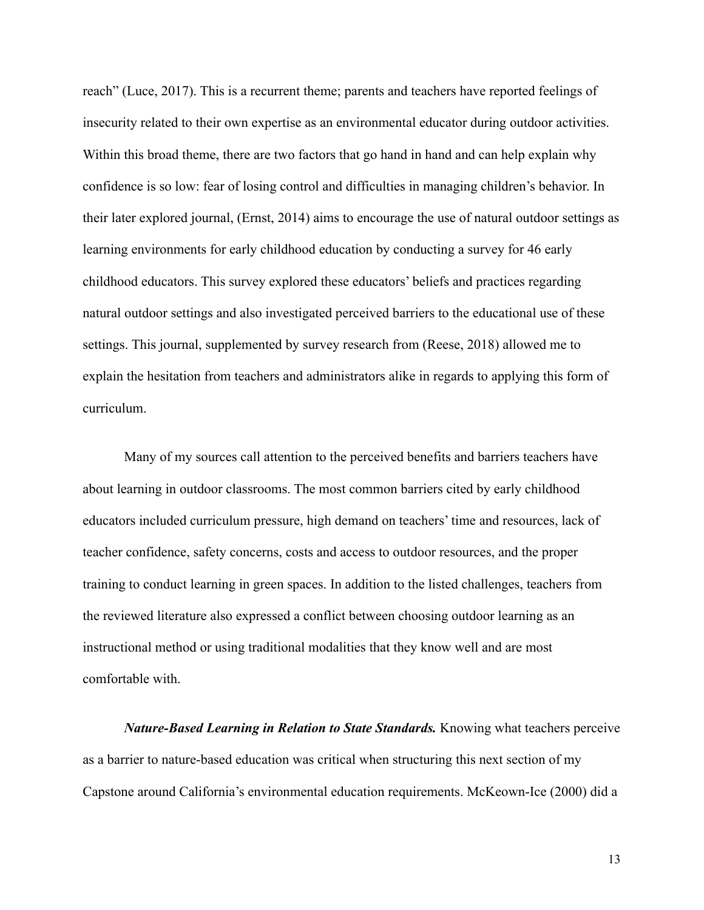reach" (Luce, 2017). This is a recurrent theme; parents and teachers have reported feelings of insecurity related to their own expertise as an environmental educator during outdoor activities. Within this broad theme, there are two factors that go hand in hand and can help explain why confidence is so low: fear of losing control and difficulties in managing children's behavior. In their later explored journal, (Ernst, 2014) aims to encourage the use of natural outdoor settings as learning environments for early childhood education by conducting a survey for 46 early childhood educators. This survey explored these educators' beliefs and practices regarding natural outdoor settings and also investigated perceived barriers to the educational use of these settings. This journal, supplemented by survey research from (Reese, 2018) allowed me to explain the hesitation from teachers and administrators alike in regards to applying this form of curriculum.

Many of my sources call attention to the perceived benefits and barriers teachers have about learning in outdoor classrooms. The most common barriers cited by early childhood educators included curriculum pressure, high demand on teachers' time and resources, lack of teacher confidence, safety concerns, costs and access to outdoor resources, and the proper training to conduct learning in green spaces. In addition to the listed challenges, teachers from the reviewed literature also expressed a conflict between choosing outdoor learning as an instructional method or using traditional modalities that they know well and are most comfortable with.

***Nature-Based Learning in Relation to State Standards.*** Knowing what teachers perceive as a barrier to nature-based education was critical when structuring this next section of my Capstone around California's environmental education requirements. McKeown-Ice (2000) did a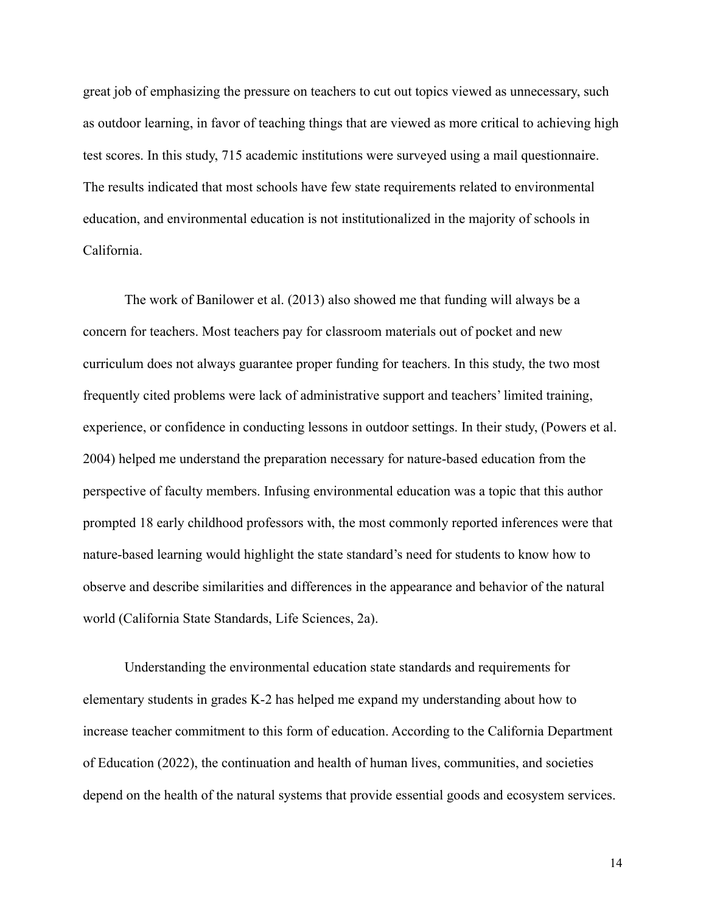great job of emphasizing the pressure on teachers to cut out topics viewed as unnecessary, such as outdoor learning, in favor of teaching things that are viewed as more critical to achieving high test scores. In this study, 715 academic institutions were surveyed using a mail questionnaire. The results indicated that most schools have few state requirements related to environmental education, and environmental education is not institutionalized in the majority of schools in California.

The work of Banilower et al. (2013) also showed me that funding will always be a concern for teachers. Most teachers pay for classroom materials out of pocket and new curriculum does not always guarantee proper funding for teachers. In this study, the two most frequently cited problems were lack of administrative support and teachers' limited training, experience, or confidence in conducting lessons in outdoor settings. In their study, (Powers et al. 2004) helped me understand the preparation necessary for nature-based education from the perspective of faculty members. Infusing environmental education was a topic that this author prompted 18 early childhood professors with, the most commonly reported inferences were that nature-based learning would highlight the state standard's need for students to know how to observe and describe similarities and differences in the appearance and behavior of the natural world (California State Standards, Life Sciences, 2a).

Understanding the environmental education state standards and requirements for elementary students in grades K-2 has helped me expand my understanding about how to increase teacher commitment to this form of education. According to the California Department of Education (2022), the continuation and health of human lives, communities, and societies depend on the health of the natural systems that provide essential goods and ecosystem services.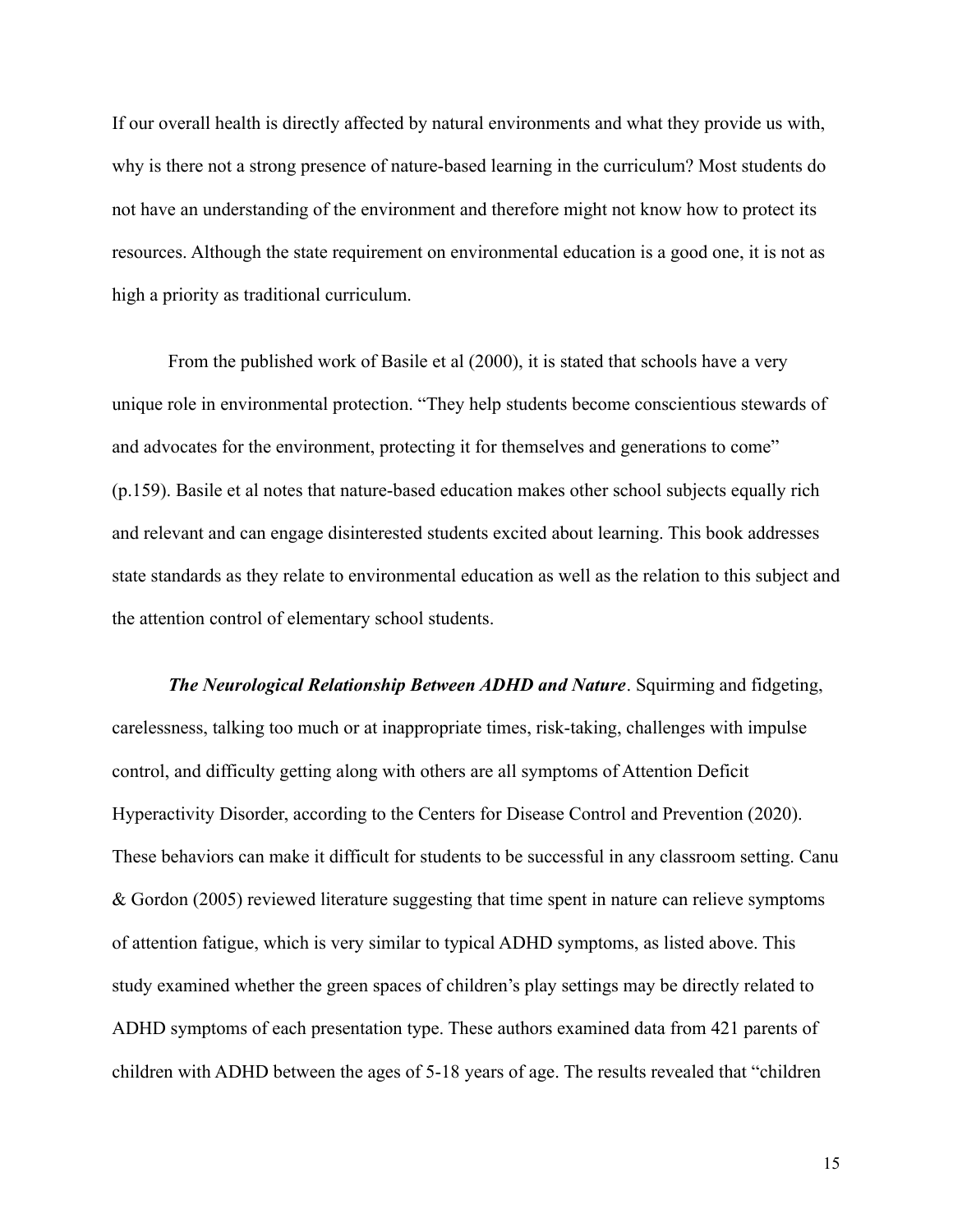If our overall health is directly affected by natural environments and what they provide us with, why is there not a strong presence of nature-based learning in the curriculum? Most students do not have an understanding of the environment and therefore might not know how to protect its resources. Although the state requirement on environmental education is a good one, it is not as high a priority as traditional curriculum.

From the published work of Basile et al (2000), it is stated that schools have a very unique role in environmental protection. "They help students become conscientious stewards of and advocates for the environment, protecting it for themselves and generations to come" (p.159). Basile et al notes that nature-based education makes other school subjects equally rich and relevant and can engage disinterested students excited about learning. This book addresses state standards as they relate to environmental education as well as the relation to this subject and the attention control of elementary school students.

***The Neurological Relationship Between ADHD and Nature***. Squirming and fidgeting, carelessness, talking too much or at inappropriate times, risk-taking, challenges with impulse control, and difficulty getting along with others are all symptoms of Attention Deficit Hyperactivity Disorder, according to the Centers for Disease Control and Prevention (2020). These behaviors can make it difficult for students to be successful in any classroom setting. Canu & Gordon (2005) reviewed literature suggesting that time spent in nature can relieve symptoms of attention fatigue, which is very similar to typical ADHD symptoms, as listed above. This study examined whether the green spaces of children's play settings may be directly related to ADHD symptoms of each presentation type. These authors examined data from 421 parents of children with ADHD between the ages of 5-18 years of age. The results revealed that "children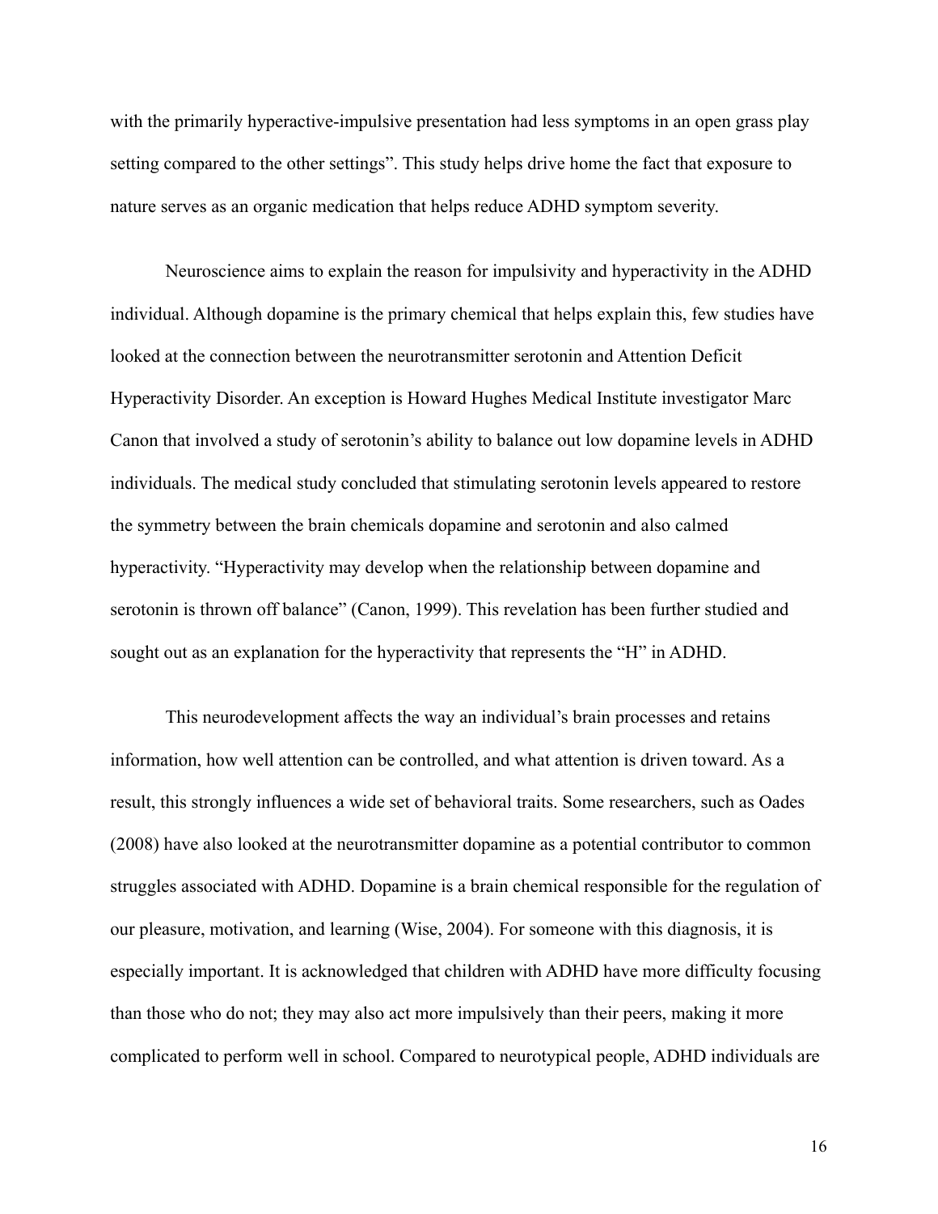with the primarily hyperactive-impulsive presentation had less symptoms in an open grass play setting compared to the other settings". This study helps drive home the fact that exposure to nature serves as an organic medication that helps reduce ADHD symptom severity.

Neuroscience aims to explain the reason for impulsivity and hyperactivity in the ADHD individual. Although dopamine is the primary chemical that helps explain this, few studies have looked at the connection between the neurotransmitter serotonin and Attention Deficit Hyperactivity Disorder. An exception is Howard Hughes Medical Institute investigator Marc Canon that involved a study of serotonin's ability to balance out low dopamine levels in ADHD individuals. The medical study concluded that stimulating serotonin levels appeared to restore the symmetry between the brain chemicals dopamine and serotonin and also calmed hyperactivity. "Hyperactivity may develop when the relationship between dopamine and serotonin is thrown off balance" (Canon, 1999). This revelation has been further studied and sought out as an explanation for the hyperactivity that represents the "H" in ADHD.

This neurodevelopment affects the way an individual's brain processes and retains information, how well attention can be controlled, and what attention is driven toward. As a result, this strongly influences a wide set of behavioral traits. Some researchers, such as Oades (2008) have also looked at the neurotransmitter dopamine as a potential contributor to common struggles associated with ADHD. Dopamine is a brain chemical responsible for the regulation of our pleasure, motivation, and learning (Wise, 2004). For someone with this diagnosis, it is especially important. It is acknowledged that children with ADHD have more difficulty focusing than those who do not; they may also act more impulsively than their peers, making it more complicated to perform well in school. Compared to neurotypical people, ADHD individuals are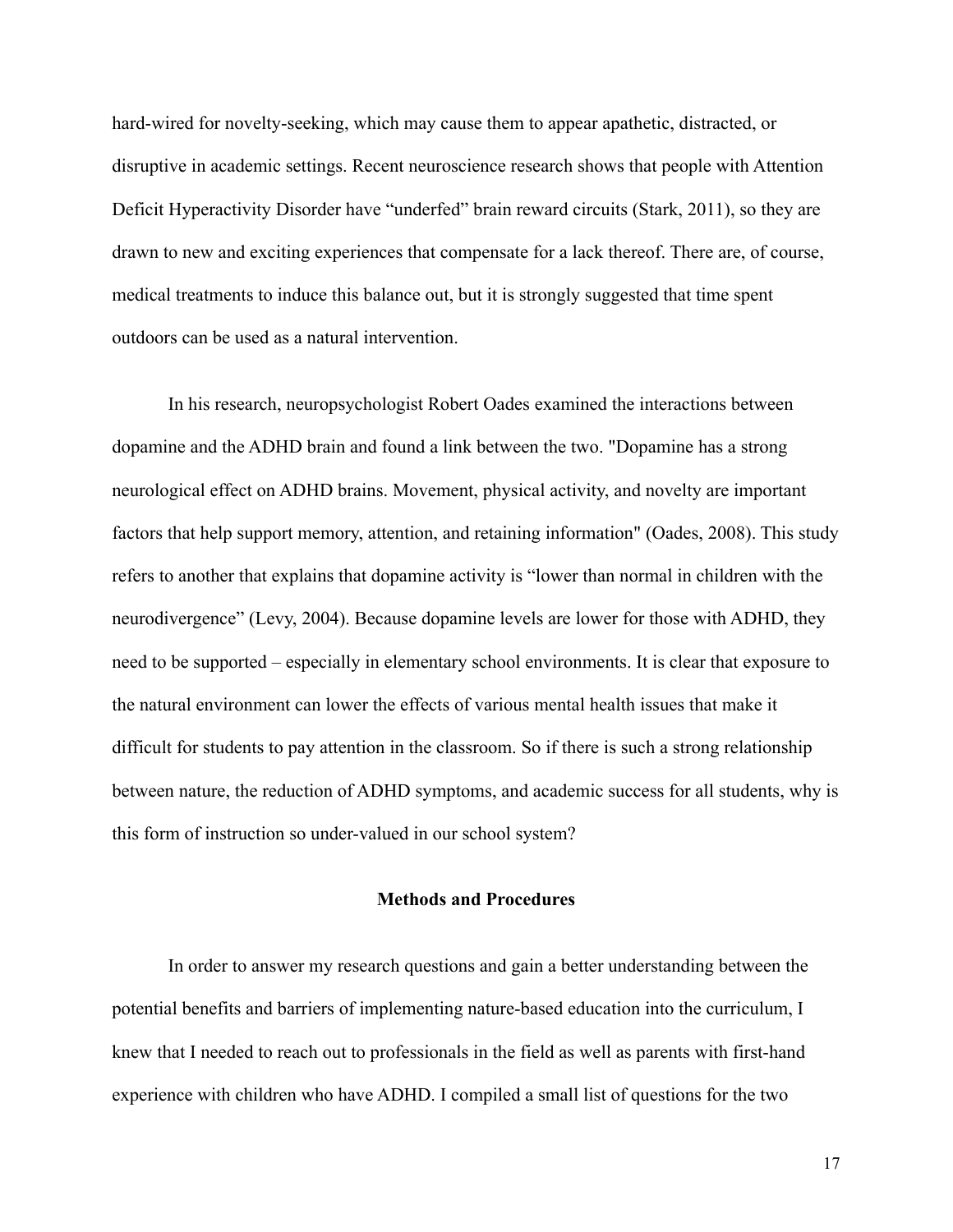hard-wired for novelty-seeking, which may cause them to appear apathetic, distracted, or disruptive in academic settings. Recent neuroscience research shows that people with Attention Deficit Hyperactivity Disorder have "underfed" brain reward circuits (Stark, 2011), so they are drawn to new and exciting experiences that compensate for a lack thereof. There are, of course, medical treatments to induce this balance out, but it is strongly suggested that time spent outdoors can be used as a natural intervention.

In his research, neuropsychologist Robert Oades examined the interactions between dopamine and the ADHD brain and found a link between the two. "Dopamine has a strong neurological effect on ADHD brains. Movement, physical activity, and novelty are important factors that help support memory, attention, and retaining information" (Oades, 2008). This study refers to another that explains that dopamine activity is "lower than normal in children with the neurodivergence" (Levy, 2004). Because dopamine levels are lower for those with ADHD, they need to be supported – especially in elementary school environments. It is clear that exposure to the natural environment can lower the effects of various mental health issues that make it difficult for students to pay attention in the classroom. So if there is such a strong relationship between nature, the reduction of ADHD symptoms, and academic success for all students, why is this form of instruction so under-valued in our school system?

## Methods and Procedures

In order to answer my research questions and gain a better understanding between the potential benefits and barriers of implementing nature-based education into the curriculum, I knew that I needed to reach out to professionals in the field as well as parents with first-hand experience with children who have ADHD. I compiled a small list of questions for the two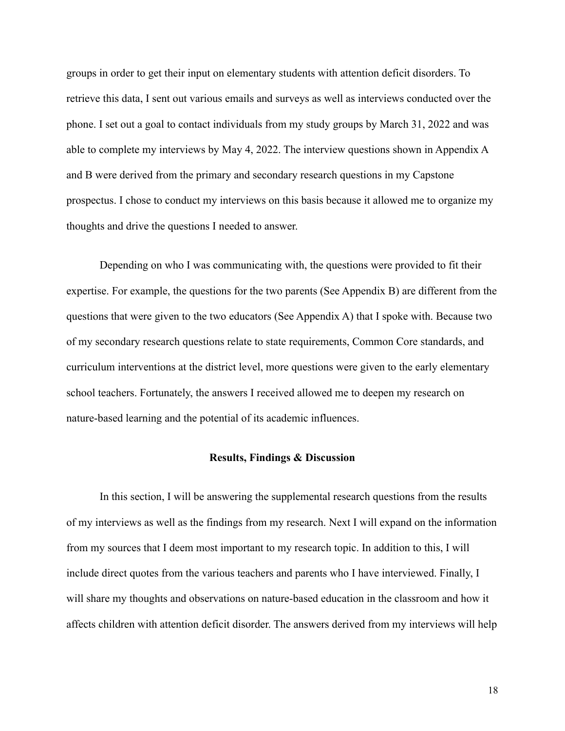groups in order to get their input on elementary students with attention deficit disorders. To retrieve this data, I sent out various emails and surveys as well as interviews conducted over the phone. I set out a goal to contact individuals from my study groups by March 31, 2022 and was able to complete my interviews by May 4, 2022. The interview questions shown in Appendix A and B were derived from the primary and secondary research questions in my Capstone prospectus. I chose to conduct my interviews on this basis because it allowed me to organize my thoughts and drive the questions I needed to answer.

Depending on who I was communicating with, the questions were provided to fit their expertise. For example, the questions for the two parents (See Appendix B) are different from the questions that were given to the two educators (See Appendix A) that I spoke with. Because two of my secondary research questions relate to state requirements, Common Core standards, and curriculum interventions at the district level, more questions were given to the early elementary school teachers. Fortunately, the answers I received allowed me to deepen my research on nature-based learning and the potential of its academic influences.

## Results, Findings & Discussion

In this section, I will be answering the supplemental research questions from the results of my interviews as well as the findings from my research. Next I will expand on the information from my sources that I deem most important to my research topic. In addition to this, I will include direct quotes from the various teachers and parents who I have interviewed. Finally, I will share my thoughts and observations on nature-based education in the classroom and how it affects children with attention deficit disorder. The answers derived from my interviews will help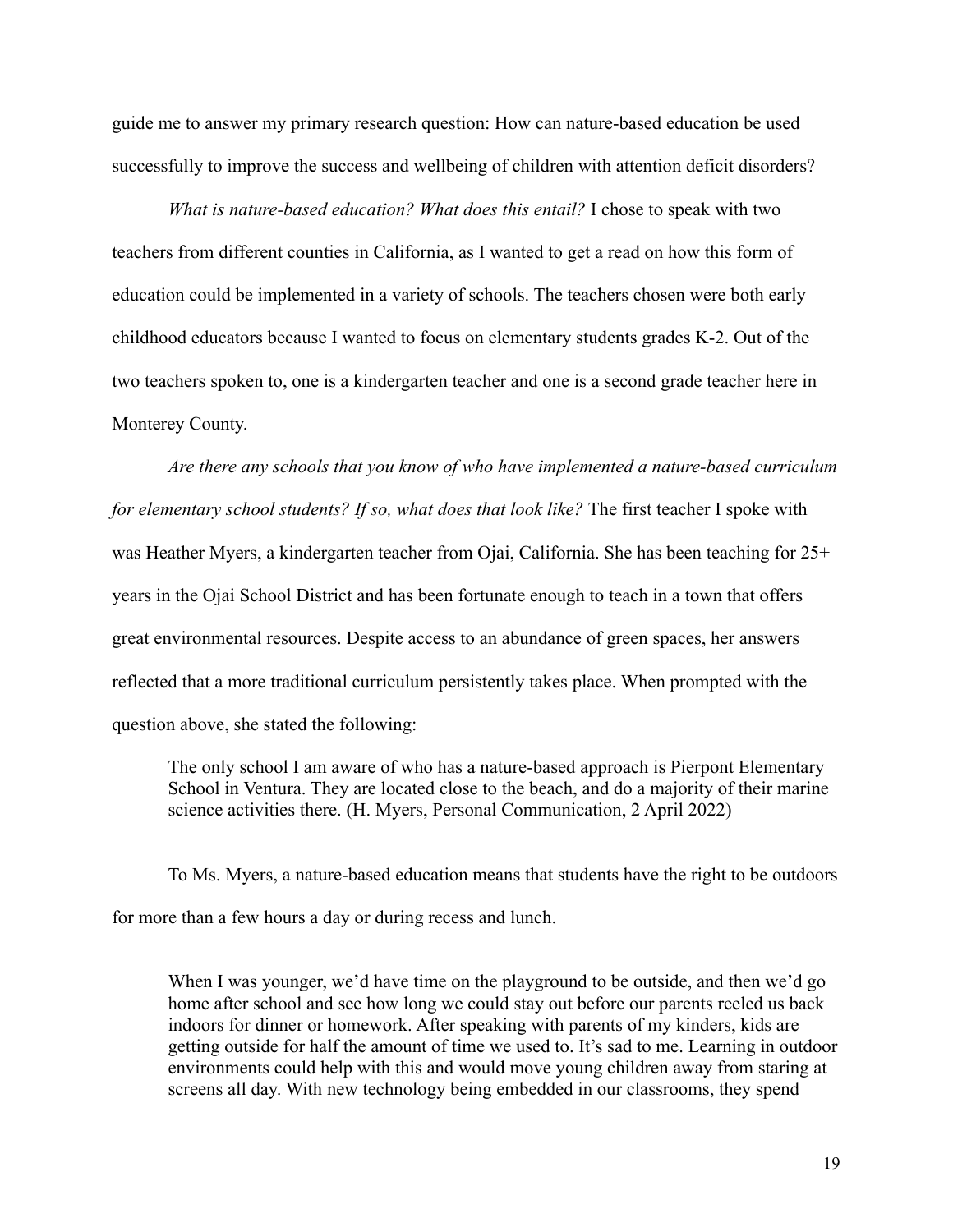guide me to answer my primary research question: How can nature-based education be used successfully to improve the success and wellbeing of children with attention deficit disorders?

*What is nature-based education? What does this entail?* I chose to speak with two teachers from different counties in California, as I wanted to get a read on how this form of education could be implemented in a variety of schools. The teachers chosen were both early childhood educators because I wanted to focus on elementary students grades K-2. Out of the two teachers spoken to, one is a kindergarten teacher and one is a second grade teacher here in Monterey County.

*Are there any schools that you know of who have implemented a nature-based curriculum for elementary school students? If so, what does that look like?* The first teacher I spoke with was Heather Myers, a kindergarten teacher from Ojai, California. She has been teaching for 25+ years in the Ojai School District and has been fortunate enough to teach in a town that offers great environmental resources. Despite access to an abundance of green spaces, her answers reflected that a more traditional curriculum persistently takes place. When prompted with the question above, she stated the following:

> The only school I am aware of who has a nature-based approach is Pierpont Elementary School in Ventura. They are located close to the beach, and do a majority of their marine science activities there. (H. Myers, Personal Communication, 2 April 2022)

To Ms. Myers, a nature-based education means that students have the right to be outdoors for more than a few hours a day or during recess and lunch.

> When I was younger, we'd have time on the playground to be outside, and then we'd go home after school and see how long we could stay out before our parents reeled us back indoors for dinner or homework. After speaking with parents of my kinders, kids are getting outside for half the amount of time we used to. It's sad to me. Learning in outdoor environments could help with this and would move young children away from staring at screens all day. With new technology being embedded in our classrooms, they spend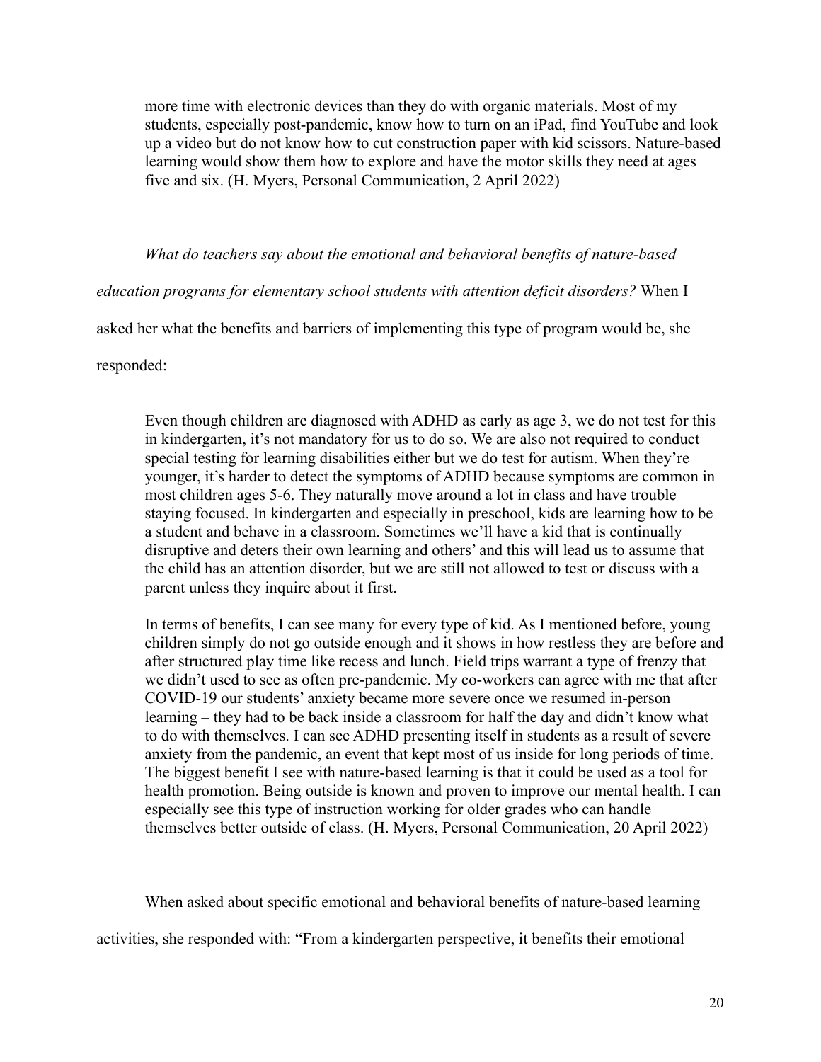> more time with electronic devices than they do with organic materials. Most of my students, especially post-pandemic, know how to turn on an iPad, find YouTube and look up a video but do not know how to cut construction paper with kid scissors. Nature-based learning would show them how to explore and have the motor skills they need at ages five and six. (H. Myers, Personal Communication, 2 April 2022)

*What do teachers say about the emotional and behavioral benefits of nature-based education programs for elementary school students with attention deficit disorders?* When I asked her what the benefits and barriers of implementing this type of program would be, she responded:

> Even though children are diagnosed with ADHD as early as age 3, we do not test for this in kindergarten, it's not mandatory for us to do so. We are also not required to conduct special testing for learning disabilities either but we do test for autism. When they're younger, it's harder to detect the symptoms of ADHD because symptoms are common in most children ages 5-6. They naturally move around a lot in class and have trouble staying focused. In kindergarten and especially in preschool, kids are learning how to be a student and behave in a classroom. Sometimes we'll have a kid that is continually disruptive and deters their own learning and others' and this will lead us to assume that the child has an attention disorder, but we are still not allowed to test or discuss with a parent unless they inquire about it first.
>
> In terms of benefits, I can see many for every type of kid. As I mentioned before, young children simply do not go outside enough and it shows in how restless they are before and after structured play time like recess and lunch. Field trips warrant a type of frenzy that we didn't used to see as often pre-pandemic. My co-workers can agree with me that after COVID-19 our students' anxiety became more severe once we resumed in-person learning – they had to be back inside a classroom for half the day and didn't know what to do with themselves. I can see ADHD presenting itself in students as a result of severe anxiety from the pandemic, an event that kept most of us inside for long periods of time. The biggest benefit I see with nature-based learning is that it could be used as a tool for health promotion. Being outside is known and proven to improve our mental health. I can especially see this type of instruction working for older grades who can handle themselves better outside of class. (H. Myers, Personal Communication, 20 April 2022)

When asked about specific emotional and behavioral benefits of nature-based learning activities, she responded with: "From a kindergarten perspective, it benefits their emotional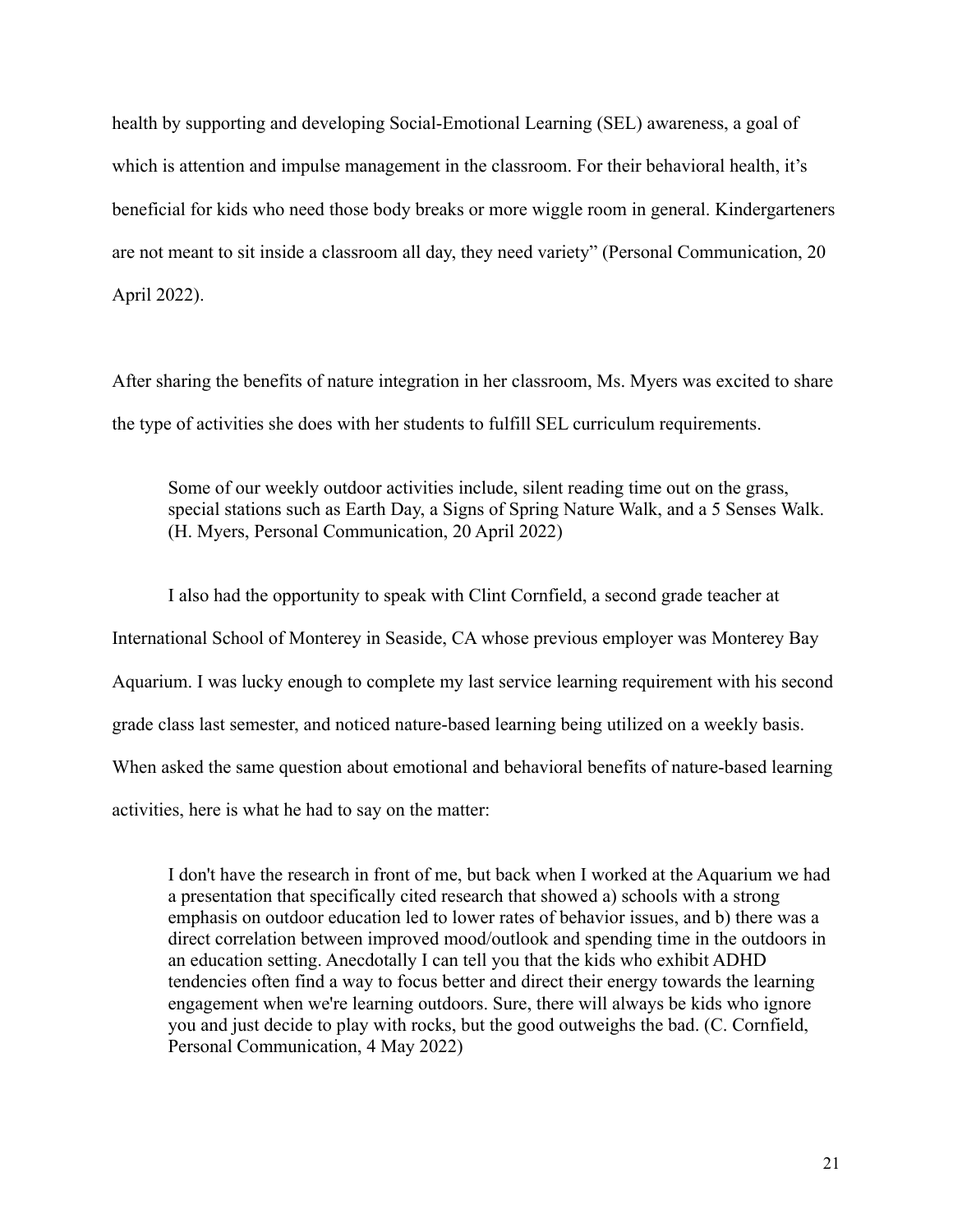health by supporting and developing Social-Emotional Learning (SEL) awareness, a goal of which is attention and impulse management in the classroom. For their behavioral health, it's beneficial for kids who need those body breaks or more wiggle room in general. Kindergarteners are not meant to sit inside a classroom all day, they need variety" (Personal Communication, 20 April 2022).

After sharing the benefits of nature integration in her classroom, Ms. Myers was excited to share the type of activities she does with her students to fulfill SEL curriculum requirements.

> Some of our weekly outdoor activities include, silent reading time out on the grass, special stations such as Earth Day, a Signs of Spring Nature Walk, and a 5 Senses Walk. (H. Myers, Personal Communication, 20 April 2022)

I also had the opportunity to speak with Clint Cornfield, a second grade teacher at International School of Monterey in Seaside, CA whose previous employer was Monterey Bay Aquarium. I was lucky enough to complete my last service learning requirement with his second grade class last semester, and noticed nature-based learning being utilized on a weekly basis. When asked the same question about emotional and behavioral benefits of nature-based learning activities, here is what he had to say on the matter:

> I don't have the research in front of me, but back when I worked at the Aquarium we had a presentation that specifically cited research that showed a) schools with a strong emphasis on outdoor education led to lower rates of behavior issues, and b) there was a direct correlation between improved mood/outlook and spending time in the outdoors in an education setting. Anecdotally I can tell you that the kids who exhibit ADHD tendencies often find a way to focus better and direct their energy towards the learning engagement when we're learning outdoors. Sure, there will always be kids who ignore you and just decide to play with rocks, but the good outweighs the bad. (C. Cornfield, Personal Communication, 4 May 2022)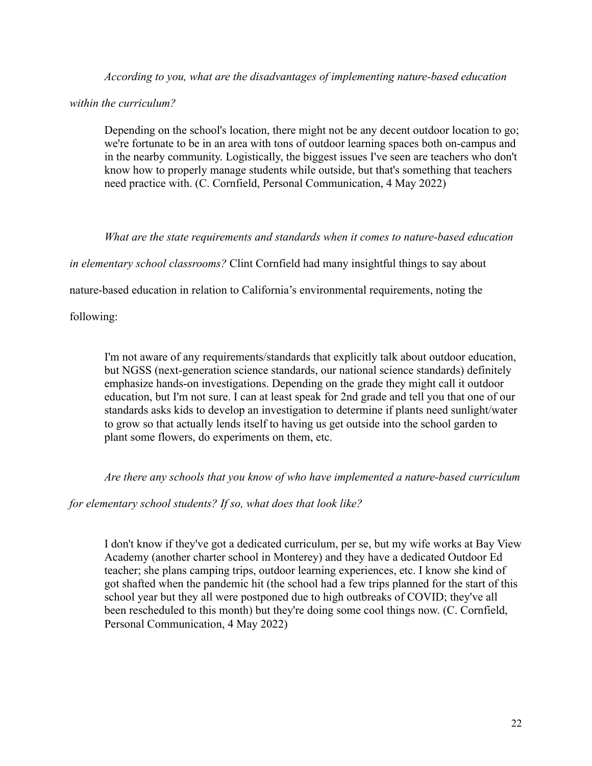*According to you, what are the disadvantages of implementing nature-based education within the curriculum?*

> Depending on the school's location, there might not be any decent outdoor location to go; we're fortunate to be in an area with tons of outdoor learning spaces both on-campus and in the nearby community. Logistically, the biggest issues I've seen are teachers who don't know how to properly manage students while outside, but that's something that teachers need practice with. (C. Cornfield, Personal Communication, 4 May 2022)

*What are the state requirements and standards when it comes to nature-based education in elementary school classrooms?* Clint Cornfield had many insightful things to say about nature-based education in relation to California's environmental requirements, noting the following:

> I'm not aware of any requirements/standards that explicitly talk about outdoor education, but NGSS (next-generation science standards, our national science standards) definitely emphasize hands-on investigations. Depending on the grade they might call it outdoor education, but I'm not sure. I can at least speak for 2nd grade and tell you that one of our standards asks kids to develop an investigation to determine if plants need sunlight/water to grow so that actually lends itself to having us get outside into the school garden to plant some flowers, do experiments on them, etc.

*Are there any schools that you know of who have implemented a nature-based curriculum for elementary school students? If so, what does that look like?*

> I don't know if they've got a dedicated curriculum, per se, but my wife works at Bay View Academy (another charter school in Monterey) and they have a dedicated Outdoor Ed teacher; she plans camping trips, outdoor learning experiences, etc. I know she kind of got shafted when the pandemic hit (the school had a few trips planned for the start of this school year but they all were postponed due to high outbreaks of COVID; they've all been rescheduled to this month) but they're doing some cool things now. (C. Cornfield, Personal Communication, 4 May 2022)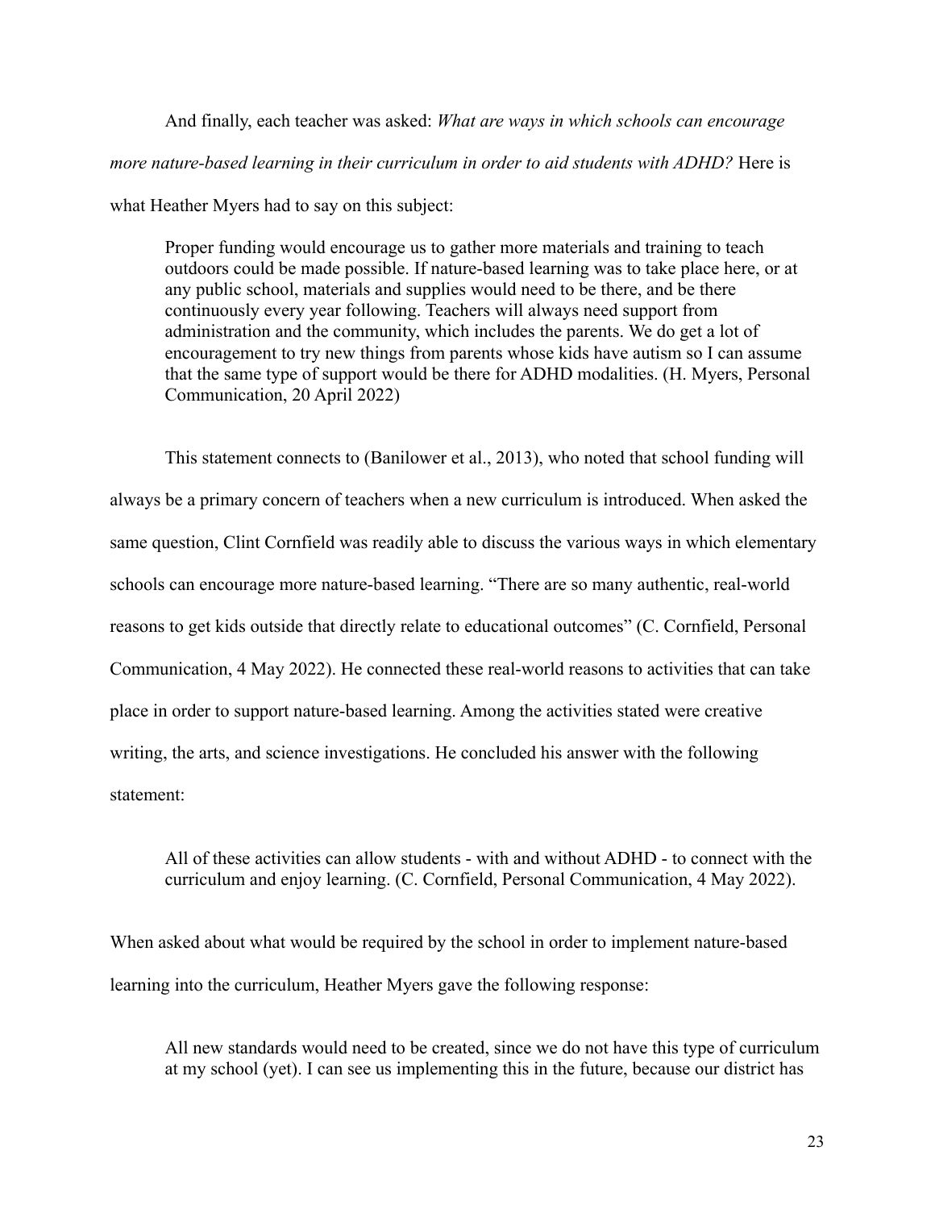And finally, each teacher was asked: *What are ways in which schools can encourage more nature-based learning in their curriculum in order to aid students with ADHD?* Here is what Heather Myers had to say on this subject:

> Proper funding would encourage us to gather more materials and training to teach outdoors could be made possible. If nature-based learning was to take place here, or at any public school, materials and supplies would need to be there, and be there continuously every year following. Teachers will always need support from administration and the community, which includes the parents. We do get a lot of encouragement to try new things from parents whose kids have autism so I can assume that the same type of support would be there for ADHD modalities. (H. Myers, Personal Communication, 20 April 2022)

This statement connects to (Banilower et al., 2013), who noted that school funding will always be a primary concern of teachers when a new curriculum is introduced. When asked the same question, Clint Cornfield was readily able to discuss the various ways in which elementary schools can encourage more nature-based learning. "There are so many authentic, real-world reasons to get kids outside that directly relate to educational outcomes" (C. Cornfield, Personal Communication, 4 May 2022). He connected these real-world reasons to activities that can take place in order to support nature-based learning. Among the activities stated were creative writing, the arts, and science investigations. He concluded his answer with the following statement:

> All of these activities can allow students - with and without ADHD - to connect with the curriculum and enjoy learning. (C. Cornfield, Personal Communication, 4 May 2022).

When asked about what would be required by the school in order to implement nature-based learning into the curriculum, Heather Myers gave the following response:

> All new standards would need to be created, since we do not have this type of curriculum at my school (yet). I can see us implementing this in the future, because our district has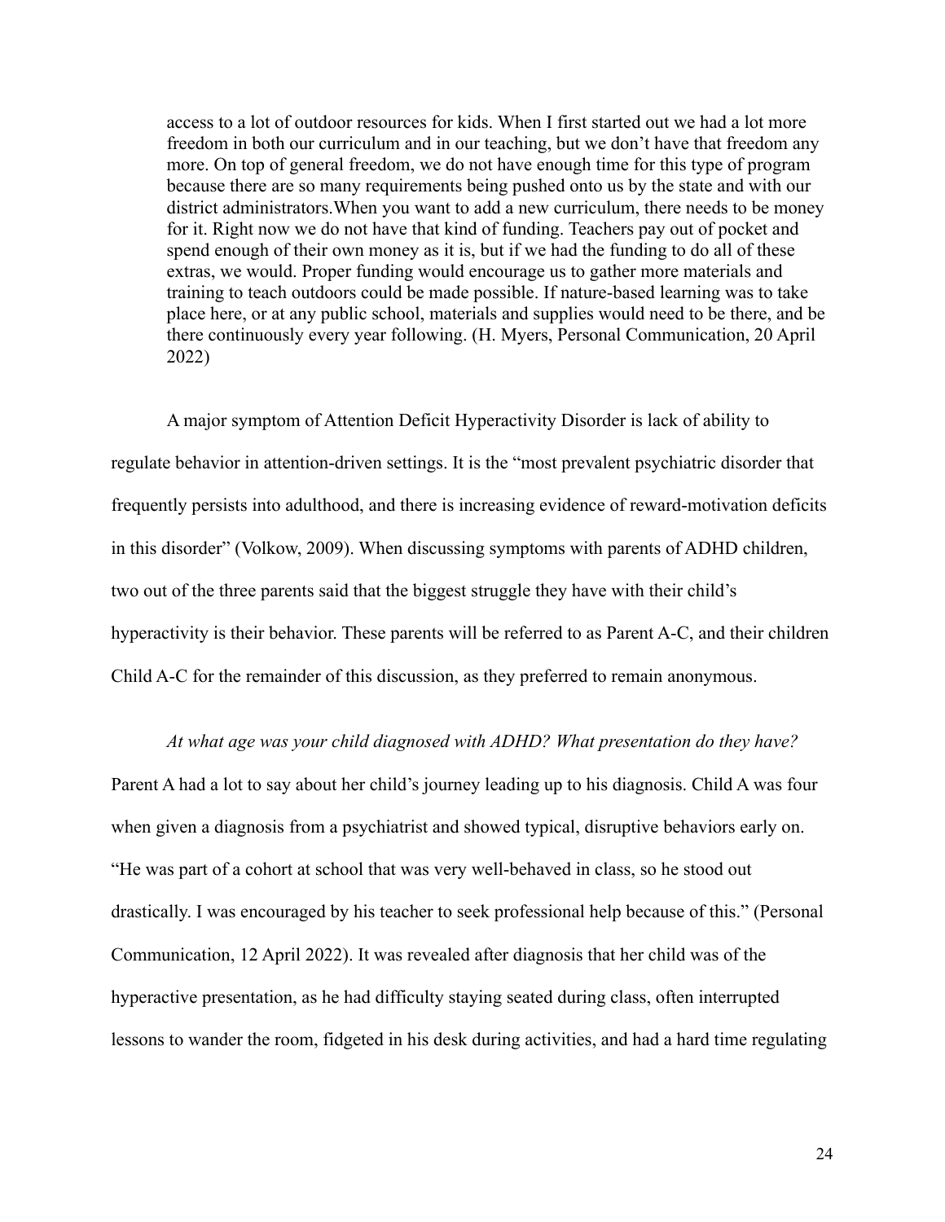> access to a lot of outdoor resources for kids. When I first started out we had a lot more freedom in both our curriculum and in our teaching, but we don't have that freedom any more. On top of general freedom, we do not have enough time for this type of program because there are so many requirements being pushed onto us by the state and with our district administrators.When you want to add a new curriculum, there needs to be money for it. Right now we do not have that kind of funding. Teachers pay out of pocket and spend enough of their own money as it is, but if we had the funding to do all of these extras, we would. Proper funding would encourage us to gather more materials and training to teach outdoors could be made possible. If nature-based learning was to take place here, or at any public school, materials and supplies would need to be there, and be there continuously every year following. (H. Myers, Personal Communication, 20 April 2022)

A major symptom of Attention Deficit Hyperactivity Disorder is lack of ability to regulate behavior in attention-driven settings. It is the "most prevalent psychiatric disorder that frequently persists into adulthood, and there is increasing evidence of reward-motivation deficits in this disorder" (Volkow, 2009). When discussing symptoms with parents of ADHD children, two out of the three parents said that the biggest struggle they have with their child's hyperactivity is their behavior. These parents will be referred to as Parent A-C, and their children Child A-C for the remainder of this discussion, as they preferred to remain anonymous.

*At what age was your child diagnosed with ADHD? What presentation do they have?* Parent A had a lot to say about her child's journey leading up to his diagnosis. Child A was four when given a diagnosis from a psychiatrist and showed typical, disruptive behaviors early on. "He was part of a cohort at school that was very well-behaved in class, so he stood out drastically. I was encouraged by his teacher to seek professional help because of this." (Personal Communication, 12 April 2022). It was revealed after diagnosis that her child was of the hyperactive presentation, as he had difficulty staying seated during class, often interrupted lessons to wander the room, fidgeted in his desk during activities, and had a hard time regulating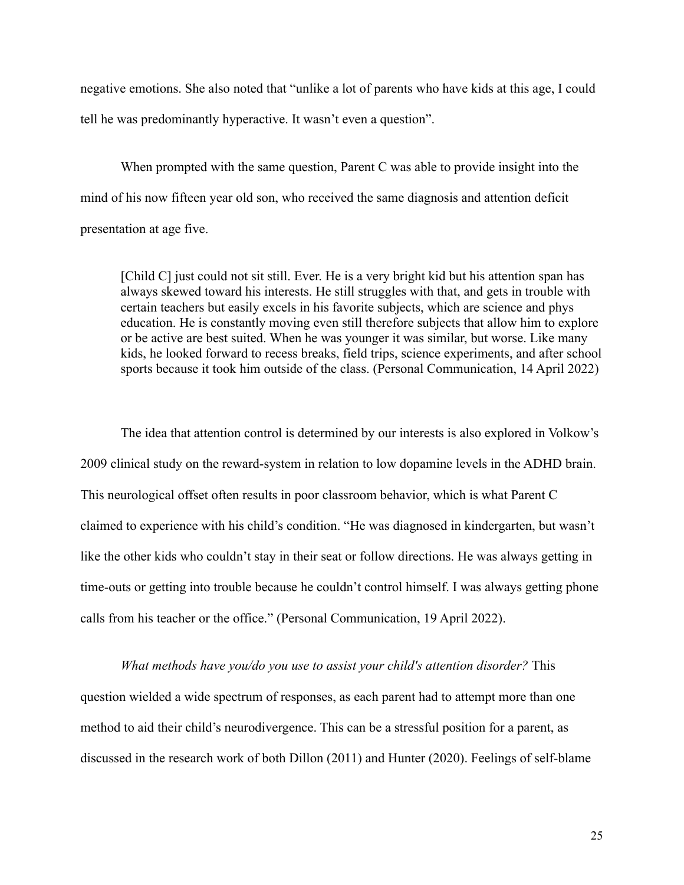negative emotions. She also noted that "unlike a lot of parents who have kids at this age, I could tell he was predominantly hyperactive. It wasn't even a question".

When prompted with the same question, Parent C was able to provide insight into the mind of his now fifteen year old son, who received the same diagnosis and attention deficit presentation at age five.

> [Child C] just could not sit still. Ever. He is a very bright kid but his attention span has always skewed toward his interests. He still struggles with that, and gets in trouble with certain teachers but easily excels in his favorite subjects, which are science and phys education. He is constantly moving even still therefore subjects that allow him to explore or be active are best suited. When he was younger it was similar, but worse. Like many kids, he looked forward to recess breaks, field trips, science experiments, and after school sports because it took him outside of the class. (Personal Communication, 14 April 2022)

The idea that attention control is determined by our interests is also explored in Volkow's 2009 clinical study on the reward-system in relation to low dopamine levels in the ADHD brain. This neurological offset often results in poor classroom behavior, which is what Parent C claimed to experience with his child's condition. "He was diagnosed in kindergarten, but wasn't like the other kids who couldn't stay in their seat or follow directions. He was always getting in time-outs or getting into trouble because he couldn't control himself. I was always getting phone calls from his teacher or the office." (Personal Communication, 19 April 2022).

*What methods have you/do you use to assist your child's attention disorder?* This question wielded a wide spectrum of responses, as each parent had to attempt more than one method to aid their child's neurodivergence. This can be a stressful position for a parent, as discussed in the research work of both Dillon (2011) and Hunter (2020). Feelings of self-blame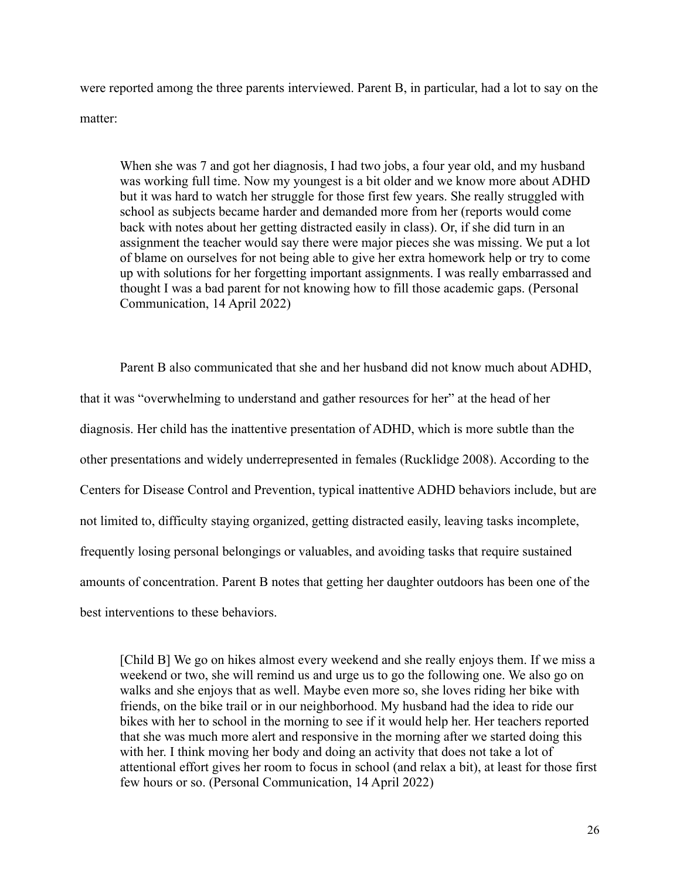were reported among the three parents interviewed. Parent B, in particular, had a lot to say on the matter:

> When she was 7 and got her diagnosis, I had two jobs, a four year old, and my husband was working full time. Now my youngest is a bit older and we know more about ADHD but it was hard to watch her struggle for those first few years. She really struggled with school as subjects became harder and demanded more from her (reports would come back with notes about her getting distracted easily in class). Or, if she did turn in an assignment the teacher would say there were major pieces she was missing. We put a lot of blame on ourselves for not being able to give her extra homework help or try to come up with solutions for her forgetting important assignments. I was really embarrassed and thought I was a bad parent for not knowing how to fill those academic gaps. (Personal Communication, 14 April 2022)

Parent B also communicated that she and her husband did not know much about ADHD, that it was "overwhelming to understand and gather resources for her" at the head of her diagnosis. Her child has the inattentive presentation of ADHD, which is more subtle than the other presentations and widely underrepresented in females (Rucklidge 2008). According to the Centers for Disease Control and Prevention, typical inattentive ADHD behaviors include, but are not limited to, difficulty staying organized, getting distracted easily, leaving tasks incomplete, frequently losing personal belongings or valuables, and avoiding tasks that require sustained amounts of concentration. Parent B notes that getting her daughter outdoors has been one of the best interventions to these behaviors.

> [Child B] We go on hikes almost every weekend and she really enjoys them. If we miss a weekend or two, she will remind us and urge us to go the following one. We also go on walks and she enjoys that as well. Maybe even more so, she loves riding her bike with friends, on the bike trail or in our neighborhood. My husband had the idea to ride our bikes with her to school in the morning to see if it would help her. Her teachers reported that she was much more alert and responsive in the morning after we started doing this with her. I think moving her body and doing an activity that does not take a lot of attentional effort gives her room to focus in school (and relax a bit), at least for those first few hours or so. (Personal Communication, 14 April 2022)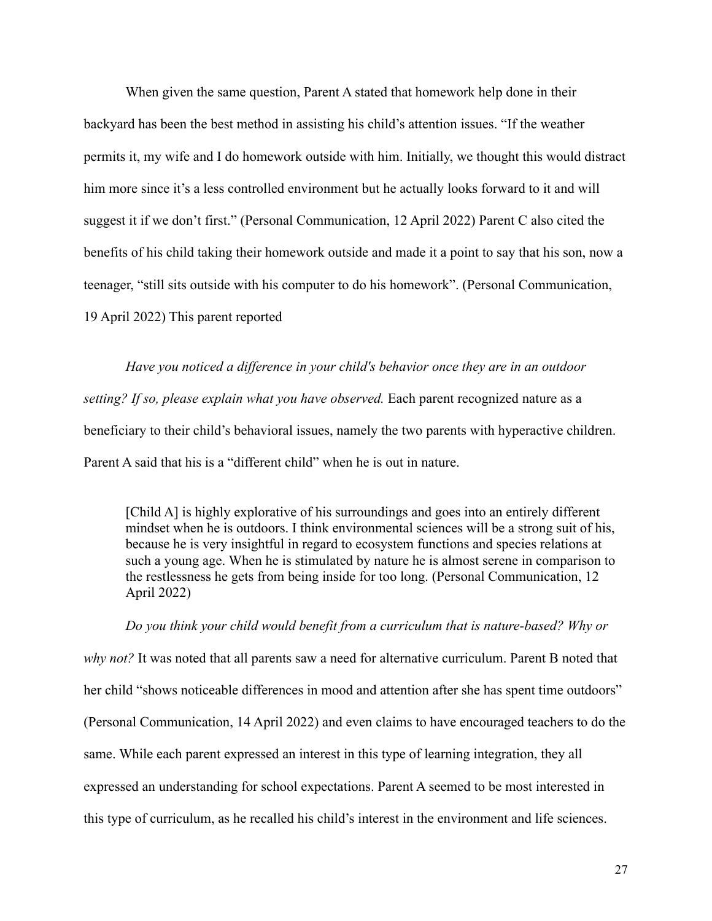When given the same question, Parent A stated that homework help done in their backyard has been the best method in assisting his child's attention issues. "If the weather permits it, my wife and I do homework outside with him. Initially, we thought this would distract him more since it's a less controlled environment but he actually looks forward to it and will suggest it if we don't first." (Personal Communication, 12 April 2022) Parent C also cited the benefits of his child taking their homework outside and made it a point to say that his son, now a teenager, "still sits outside with his computer to do his homework". (Personal Communication, 19 April 2022) This parent reported

*Have you noticed a difference in your child's behavior once they are in an outdoor setting? If so, please explain what you have observed.* Each parent recognized nature as a beneficiary to their child's behavioral issues, namely the two parents with hyperactive children. Parent A said that his is a "different child" when he is out in nature.

> [Child A] is highly explorative of his surroundings and goes into an entirely different mindset when he is outdoors. I think environmental sciences will be a strong suit of his, because he is very insightful in regard to ecosystem functions and species relations at such a young age. When he is stimulated by nature he is almost serene in comparison to the restlessness he gets from being inside for too long. (Personal Communication, 12 April 2022)

*Do you think your child would benefit from a curriculum that is nature-based? Why or why not?* It was noted that all parents saw a need for alternative curriculum. Parent B noted that her child "shows noticeable differences in mood and attention after she has spent time outdoors" (Personal Communication, 14 April 2022) and even claims to have encouraged teachers to do the same. While each parent expressed an interest in this type of learning integration, they all expressed an understanding for school expectations. Parent A seemed to be most interested in this type of curriculum, as he recalled his child's interest in the environment and life sciences.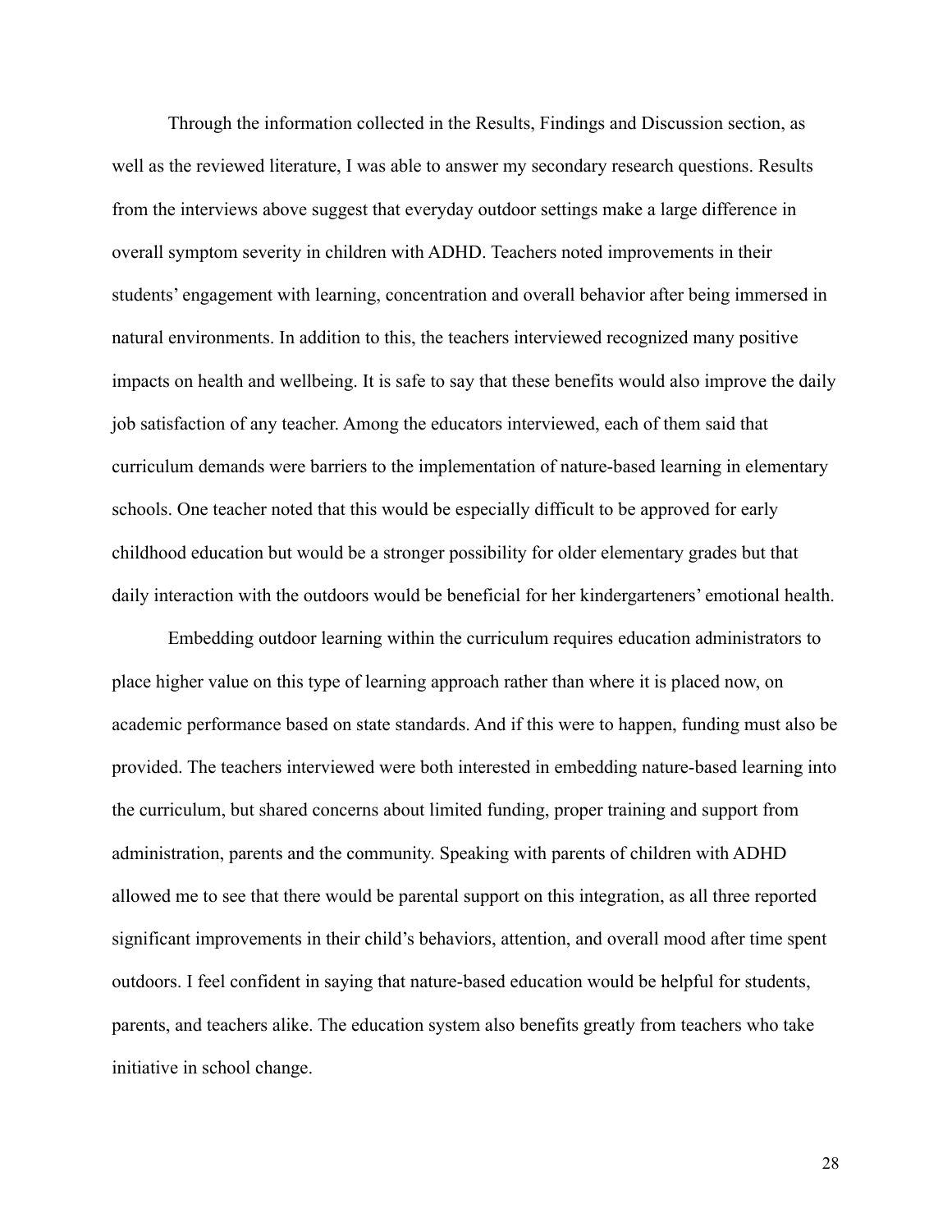Through the information collected in the Results, Findings and Discussion section, as well as the reviewed literature, I was able to answer my secondary research questions. Results from the interviews above suggest that everyday outdoor settings make a large difference in overall symptom severity in children with ADHD. Teachers noted improvements in their students' engagement with learning, concentration and overall behavior after being immersed in natural environments. In addition to this, the teachers interviewed recognized many positive impacts on health and wellbeing. It is safe to say that these benefits would also improve the daily job satisfaction of any teacher. Among the educators interviewed, each of them said that curriculum demands were barriers to the implementation of nature-based learning in elementary schools. One teacher noted that this would be especially difficult to be approved for early childhood education but would be a stronger possibility for older elementary grades but that daily interaction with the outdoors would be beneficial for her kindergarteners' emotional health.

Embedding outdoor learning within the curriculum requires education administrators to place higher value on this type of learning approach rather than where it is placed now, on academic performance based on state standards. And if this were to happen, funding must also be provided. The teachers interviewed were both interested in embedding nature-based learning into the curriculum, but shared concerns about limited funding, proper training and support from administration, parents and the community. Speaking with parents of children with ADHD allowed me to see that there would be parental support on this integration, as all three reported significant improvements in their child's behaviors, attention, and overall mood after time spent outdoors. I feel confident in saying that nature-based education would be helpful for students, parents, and teachers alike. The education system also benefits greatly from teachers who take initiative in school change.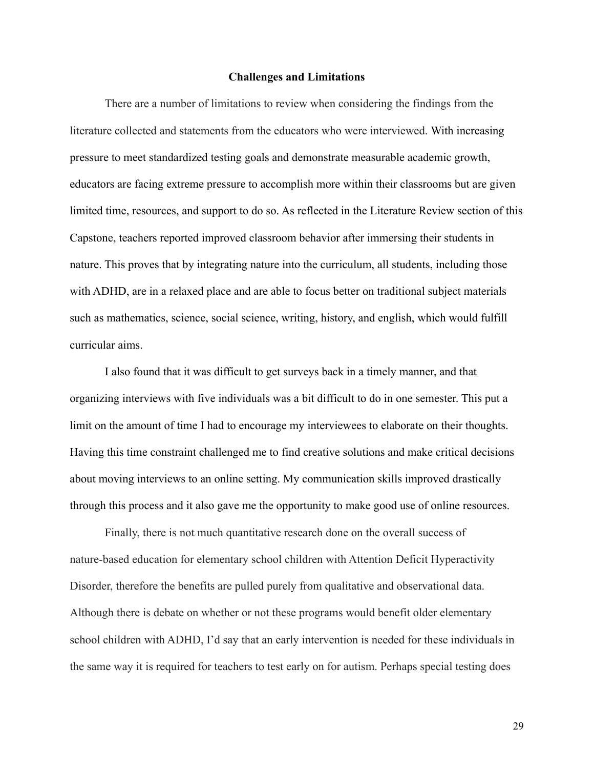## Challenges and Limitations

There are a number of limitations to review when considering the findings from the literature collected and statements from the educators who were interviewed. With increasing pressure to meet standardized testing goals and demonstrate measurable academic growth, educators are facing extreme pressure to accomplish more within their classrooms but are given limited time, resources, and support to do so. As reflected in the Literature Review section of this Capstone, teachers reported improved classroom behavior after immersing their students in nature. This proves that by integrating nature into the curriculum, all students, including those with ADHD, are in a relaxed place and are able to focus better on traditional subject materials such as mathematics, science, social science, writing, history, and english, which would fulfill curricular aims.

I also found that it was difficult to get surveys back in a timely manner, and that organizing interviews with five individuals was a bit difficult to do in one semester. This put a limit on the amount of time I had to encourage my interviewees to elaborate on their thoughts. Having this time constraint challenged me to find creative solutions and make critical decisions about moving interviews to an online setting. My communication skills improved drastically through this process and it also gave me the opportunity to make good use of online resources.

Finally, there is not much quantitative research done on the overall success of nature-based education for elementary school children with Attention Deficit Hyperactivity Disorder, therefore the benefits are pulled purely from qualitative and observational data. Although there is debate on whether or not these programs would benefit older elementary school children with ADHD, I'd say that an early intervention is needed for these individuals in the same way it is required for teachers to test early on for autism. Perhaps special testing does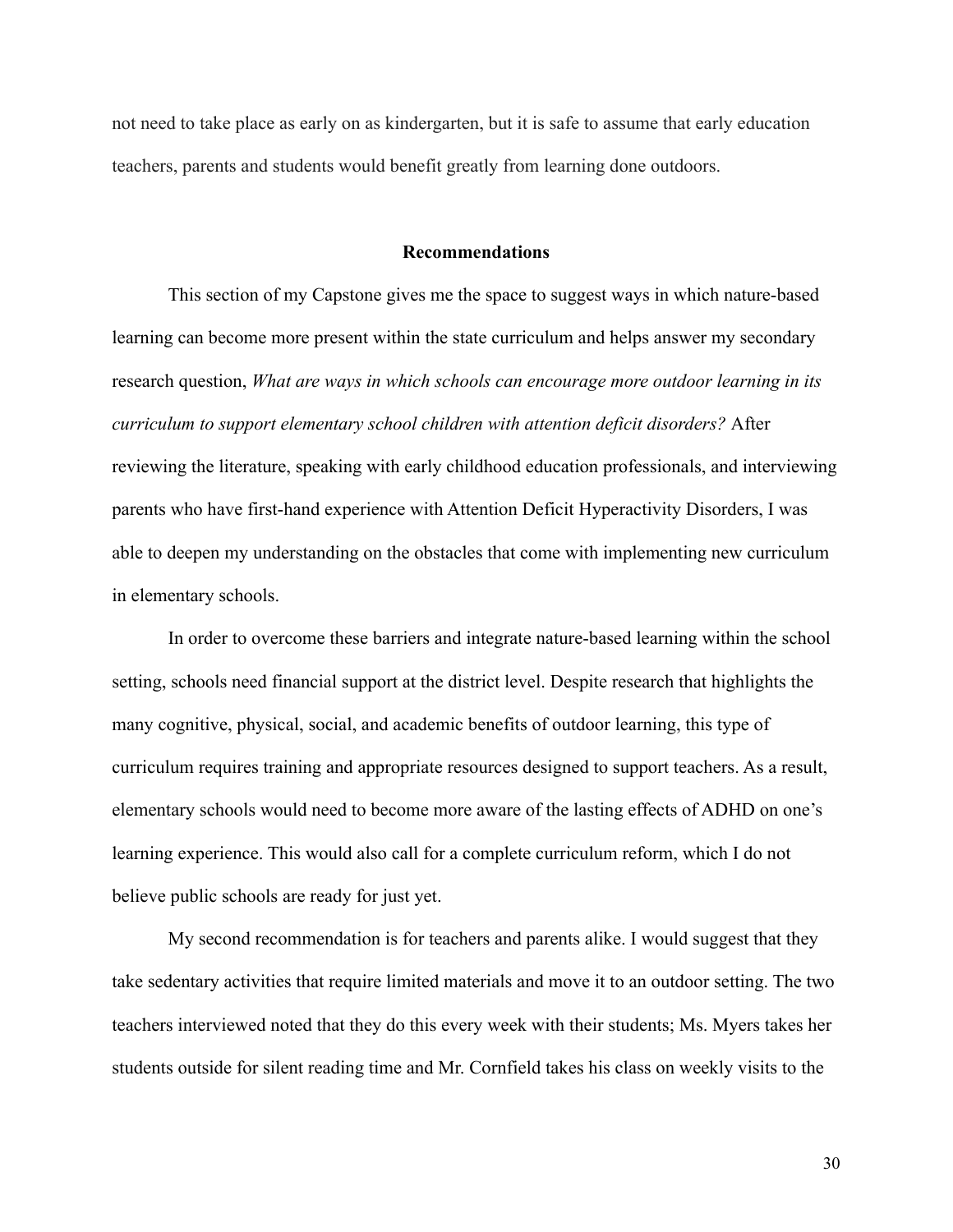not need to take place as early on as kindergarten, but it is safe to assume that early education teachers, parents and students would benefit greatly from learning done outdoors.

## Recommendations

This section of my Capstone gives me the space to suggest ways in which nature-based learning can become more present within the state curriculum and helps answer my secondary research question, *What are ways in which schools can encourage more outdoor learning in its curriculum to support elementary school children with attention deficit disorders?* After reviewing the literature, speaking with early childhood education professionals, and interviewing parents who have first-hand experience with Attention Deficit Hyperactivity Disorders, I was able to deepen my understanding on the obstacles that come with implementing new curriculum in elementary schools.

In order to overcome these barriers and integrate nature-based learning within the school setting, schools need financial support at the district level. Despite research that highlights the many cognitive, physical, social, and academic benefits of outdoor learning, this type of curriculum requires training and appropriate resources designed to support teachers. As a result, elementary schools would need to become more aware of the lasting effects of ADHD on one's learning experience. This would also call for a complete curriculum reform, which I do not believe public schools are ready for just yet.

My second recommendation is for teachers and parents alike. I would suggest that they take sedentary activities that require limited materials and move it to an outdoor setting. The two teachers interviewed noted that they do this every week with their students; Ms. Myers takes her students outside for silent reading time and Mr. Cornfield takes his class on weekly visits to the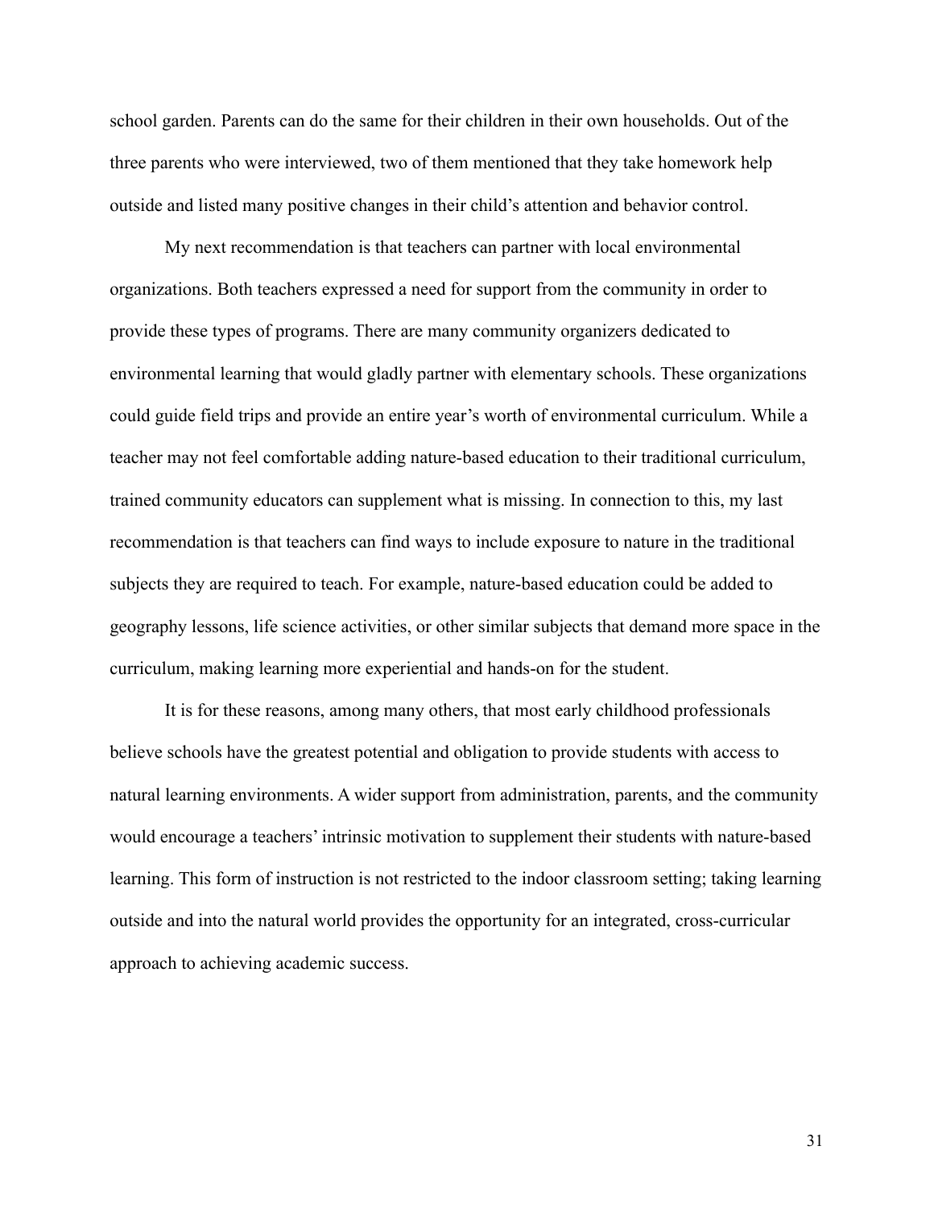school garden. Parents can do the same for their children in their own households. Out of the three parents who were interviewed, two of them mentioned that they take homework help outside and listed many positive changes in their child's attention and behavior control.

My next recommendation is that teachers can partner with local environmental organizations. Both teachers expressed a need for support from the community in order to provide these types of programs. There are many community organizers dedicated to environmental learning that would gladly partner with elementary schools. These organizations could guide field trips and provide an entire year's worth of environmental curriculum. While a teacher may not feel comfortable adding nature-based education to their traditional curriculum, trained community educators can supplement what is missing. In connection to this, my last recommendation is that teachers can find ways to include exposure to nature in the traditional subjects they are required to teach. For example, nature-based education could be added to geography lessons, life science activities, or other similar subjects that demand more space in the curriculum, making learning more experiential and hands-on for the student.

It is for these reasons, among many others, that most early childhood professionals believe schools have the greatest potential and obligation to provide students with access to natural learning environments. A wider support from administration, parents, and the community would encourage a teachers' intrinsic motivation to supplement their students with nature-based learning. This form of instruction is not restricted to the indoor classroom setting; taking learning outside and into the natural world provides the opportunity for an integrated, cross-curricular approach to achieving academic success.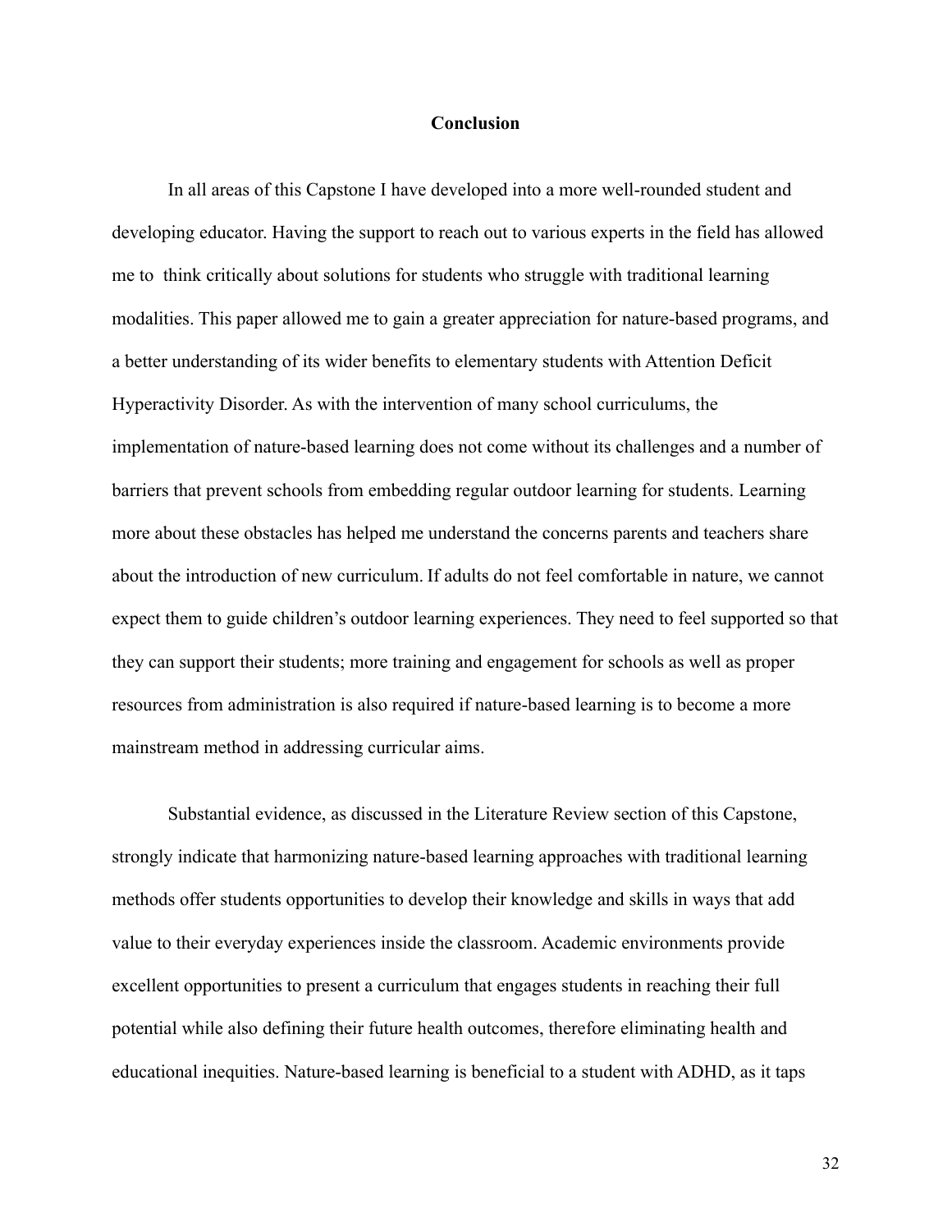## Conclusion

In all areas of this Capstone I have developed into a more well-rounded student and developing educator. Having the support to reach out to various experts in the field has allowed me to think critically about solutions for students who struggle with traditional learning modalities. This paper allowed me to gain a greater appreciation for nature-based programs, and a better understanding of its wider benefits to elementary students with Attention Deficit Hyperactivity Disorder. As with the intervention of many school curriculums, the implementation of nature-based learning does not come without its challenges and a number of barriers that prevent schools from embedding regular outdoor learning for students. Learning more about these obstacles has helped me understand the concerns parents and teachers share about the introduction of new curriculum. If adults do not feel comfortable in nature, we cannot expect them to guide children's outdoor learning experiences. They need to feel supported so that they can support their students; more training and engagement for schools as well as proper resources from administration is also required if nature-based learning is to become a more mainstream method in addressing curricular aims.

Substantial evidence, as discussed in the Literature Review section of this Capstone, strongly indicate that harmonizing nature-based learning approaches with traditional learning methods offer students opportunities to develop their knowledge and skills in ways that add value to their everyday experiences inside the classroom. Academic environments provide excellent opportunities to present a curriculum that engages students in reaching their full potential while also defining their future health outcomes, therefore eliminating health and educational inequities. Nature-based learning is beneficial to a student with ADHD, as it taps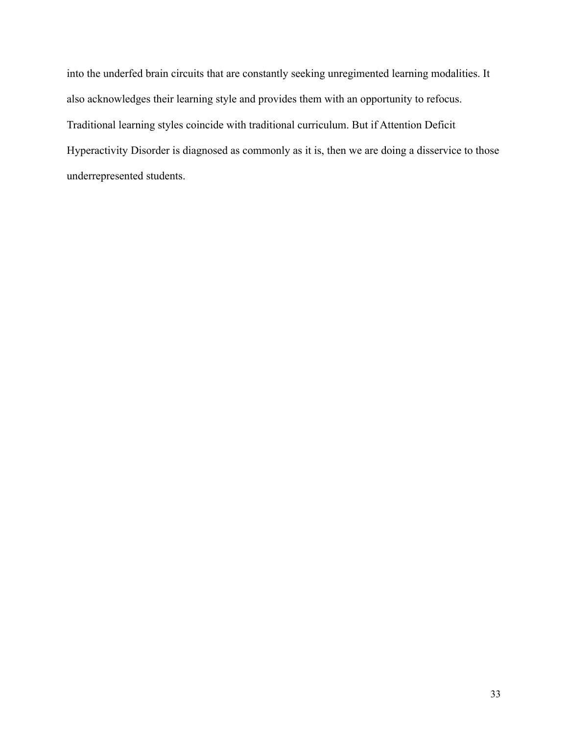into the underfed brain circuits that are constantly seeking unregimented learning modalities. It also acknowledges their learning style and provides them with an opportunity to refocus. Traditional learning styles coincide with traditional curriculum. But if Attention Deficit Hyperactivity Disorder is diagnosed as commonly as it is, then we are doing a disservice to those underrepresented students.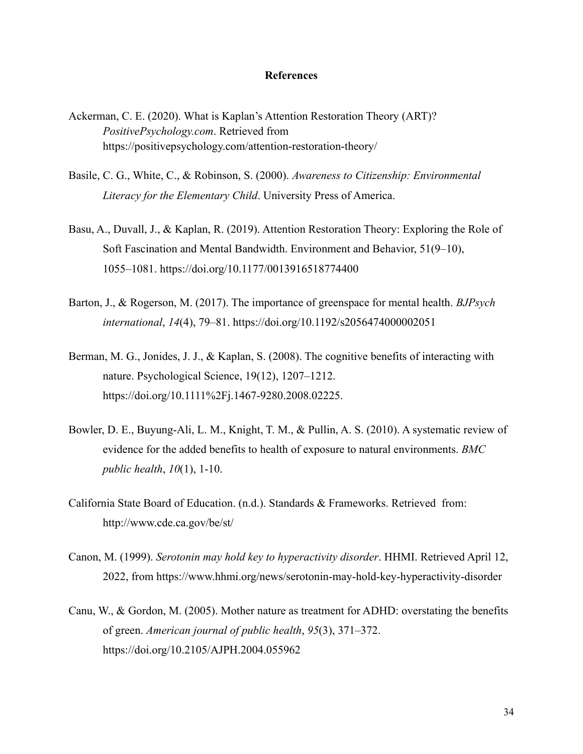## References

Ackerman, C. E. (2020). What is Kaplan's Attention Restoration Theory (ART)? *PositivePsychology.com*. Retrieved from https://positivepsychology.com/attention-restoration-theory/

Basile, C. G., White, C., & Robinson, S. (2000). *Awareness to Citizenship: Environmental Literacy for the Elementary Child*. University Press of America.

Basu, A., Duvall, J., & Kaplan, R. (2019). Attention Restoration Theory: Exploring the Role of Soft Fascination and Mental Bandwidth. Environment and Behavior, 51(9–10), 1055–1081. https://doi.org/10.1177/0013916518774400

Barton, J., & Rogerson, M. (2017). The importance of greenspace for mental health. *BJPsych international*, *14*(4), 79–81. https://doi.org/10.1192/s2056474000002051

Berman, M. G., Jonides, J. J., & Kaplan, S. (2008). The cognitive benefits of interacting with nature. Psychological Science, 19(12), 1207–1212. https://doi.org/10.1111%2Fj.1467-9280.2008.02225.

Bowler, D. E., Buyung-Ali, L. M., Knight, T. M., & Pullin, A. S. (2010). A systematic review of evidence for the added benefits to health of exposure to natural environments. *BMC public health*, *10*(1), 1-10.

California State Board of Education. (n.d.). Standards & Frameworks. Retrieved from: http://www.cde.ca.gov/be/st/

Canon, M. (1999). *Serotonin may hold key to hyperactivity disorder*. HHMI. Retrieved April 12, 2022, from https://www.hhmi.org/news/serotonin-may-hold-key-hyperactivity-disorder

Canu, W., & Gordon, M. (2005). Mother nature as treatment for ADHD: overstating the benefits of green. *American journal of public health*, *95*(3), 371–372. https://doi.org/10.2105/AJPH.2004.055962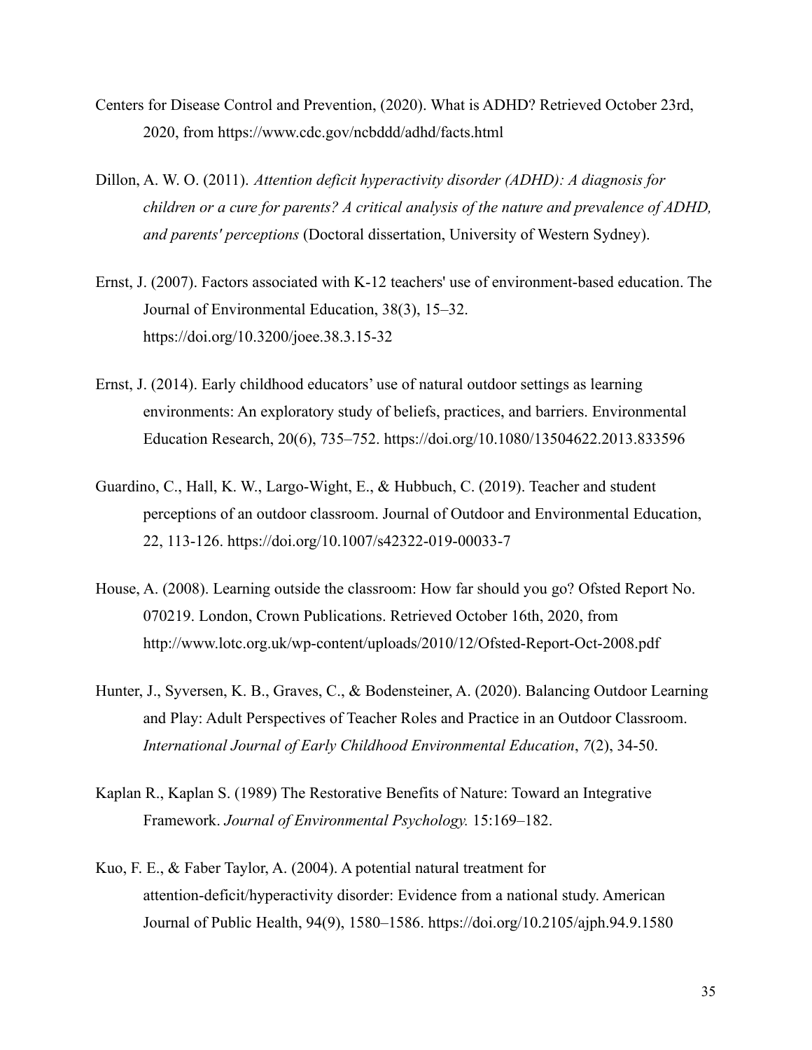Centers for Disease Control and Prevention, (2020). What is ADHD? Retrieved October 23rd, 2020, from https://www.cdc.gov/ncbddd/adhd/facts.html

Dillon, A. W. O. (2011). *Attention deficit hyperactivity disorder (ADHD): A diagnosis for children or a cure for parents? A critical analysis of the nature and prevalence of ADHD, and parents' perceptions* (Doctoral dissertation, University of Western Sydney).

Ernst, J. (2007). Factors associated with K-12 teachers' use of environment-based education. The Journal of Environmental Education, 38(3), 15–32. https://doi.org/10.3200/joee.38.3.15-32

Ernst, J. (2014). Early childhood educators' use of natural outdoor settings as learning environments: An exploratory study of beliefs, practices, and barriers. Environmental Education Research, 20(6), 735–752. https://doi.org/10.1080/13504622.2013.833596

Guardino, C., Hall, K. W., Largo-Wight, E., & Hubbuch, C. (2019). Teacher and student perceptions of an outdoor classroom. Journal of Outdoor and Environmental Education, 22, 113-126. https://doi.org/10.1007/s42322-019-00033-7

House, A. (2008). Learning outside the classroom: How far should you go? Ofsted Report No. 070219. London, Crown Publications. Retrieved October 16th, 2020, from http://www.lotc.org.uk/wp-content/uploads/2010/12/Ofsted-Report-Oct-2008.pdf

Hunter, J., Syversen, K. B., Graves, C., & Bodensteiner, A. (2020). Balancing Outdoor Learning and Play: Adult Perspectives of Teacher Roles and Practice in an Outdoor Classroom. *International Journal of Early Childhood Environmental Education*, *7*(2), 34-50.

Kaplan R., Kaplan S. (1989) The Restorative Benefits of Nature: Toward an Integrative Framework. *Journal of Environmental Psychology.* 15:169–182.

Kuo, F. E., & Faber Taylor, A. (2004). A potential natural treatment for attention-deficit/hyperactivity disorder: Evidence from a national study. American Journal of Public Health, 94(9), 1580–1586. https://doi.org/10.2105/ajph.94.9.1580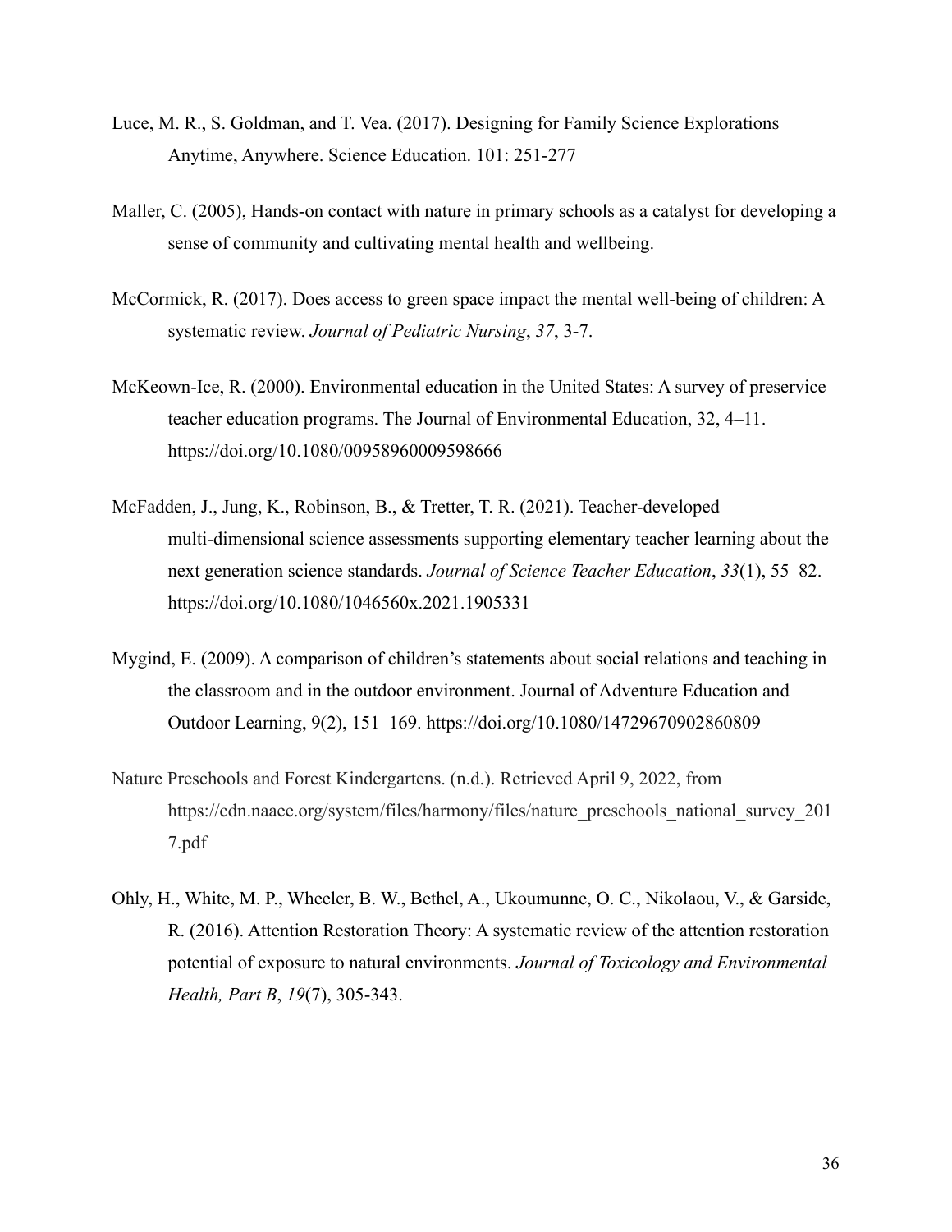Luce, M. R., S. Goldman, and T. Vea. (2017). Designing for Family Science Explorations Anytime, Anywhere. Science Education. 101: 251-277

Maller, C. (2005), Hands-on contact with nature in primary schools as a catalyst for developing a sense of community and cultivating mental health and wellbeing.

McCormick, R. (2017). Does access to green space impact the mental well-being of children: A systematic review. *Journal of Pediatric Nursing*, *37*, 3-7.

McKeown-Ice, R. (2000). Environmental education in the United States: A survey of preservice teacher education programs. The Journal of Environmental Education, 32, 4–11. https://doi.org/10.1080/00958960009598666

McFadden, J., Jung, K., Robinson, B., & Tretter, T. R. (2021). Teacher-developed multi-dimensional science assessments supporting elementary teacher learning about the next generation science standards. *Journal of Science Teacher Education*, *33*(1), 55–82. https://doi.org/10.1080/1046560x.2021.1905331

Mygind, E. (2009). A comparison of children's statements about social relations and teaching in the classroom and in the outdoor environment. Journal of Adventure Education and Outdoor Learning, 9(2), 151–169. https://doi.org/10.1080/14729670902860809

Nature Preschools and Forest Kindergartens. (n.d.). Retrieved April 9, 2022, from https://cdn.naaee.org/system/files/harmony/files/nature_preschools_national_survey_2017.pdf

Ohly, H., White, M. P., Wheeler, B. W., Bethel, A., Ukoumunne, O. C., Nikolaou, V., & Garside, R. (2016). Attention Restoration Theory: A systematic review of the attention restoration potential of exposure to natural environments. *Journal of Toxicology and Environmental Health, Part B*, *19*(7), 305-343.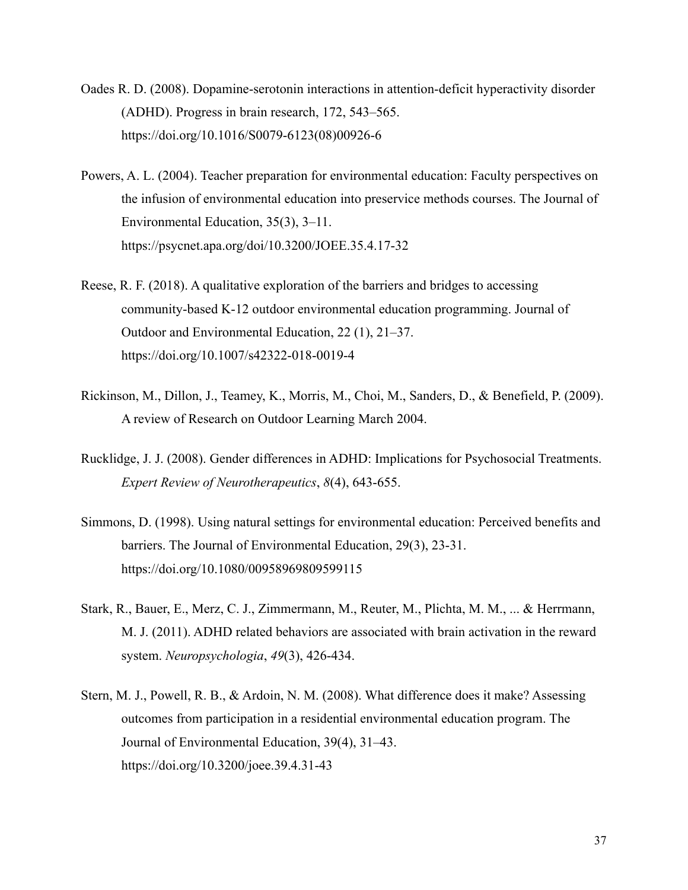Oades R. D. (2008). Dopamine-serotonin interactions in attention-deficit hyperactivity disorder (ADHD). Progress in brain research, 172, 543–565. https://doi.org/10.1016/S0079-6123(08)00926-6

Powers, A. L. (2004). Teacher preparation for environmental education: Faculty perspectives on the infusion of environmental education into preservice methods courses. The Journal of Environmental Education, 35(3), 3–11. https://psycnet.apa.org/doi/10.3200/JOEE.35.4.17-32

Reese, R. F. (2018). A qualitative exploration of the barriers and bridges to accessing community-based K-12 outdoor environmental education programming. Journal of Outdoor and Environmental Education, 22 (1), 21–37. https://doi.org/10.1007/s42322-018-0019-4

Rickinson, M., Dillon, J., Teamey, K., Morris, M., Choi, M., Sanders, D., & Benefield, P. (2009). A review of Research on Outdoor Learning March 2004.

Rucklidge, J. J. (2008). Gender differences in ADHD: Implications for Psychosocial Treatments. *Expert Review of Neurotherapeutics*, *8*(4), 643-655.

Simmons, D. (1998). Using natural settings for environmental education: Perceived benefits and barriers. The Journal of Environmental Education, 29(3), 23-31. https://doi.org/10.1080/00958969809599115

Stark, R., Bauer, E., Merz, C. J., Zimmermann, M., Reuter, M., Plichta, M. M., ... & Herrmann, M. J. (2011). ADHD related behaviors are associated with brain activation in the reward system. *Neuropsychologia*, *49*(3), 426-434.

Stern, M. J., Powell, R. B., & Ardoin, N. M. (2008). What difference does it make? Assessing outcomes from participation in a residential environmental education program. The Journal of Environmental Education, 39(4), 31–43. https://doi.org/10.3200/joee.39.4.31-43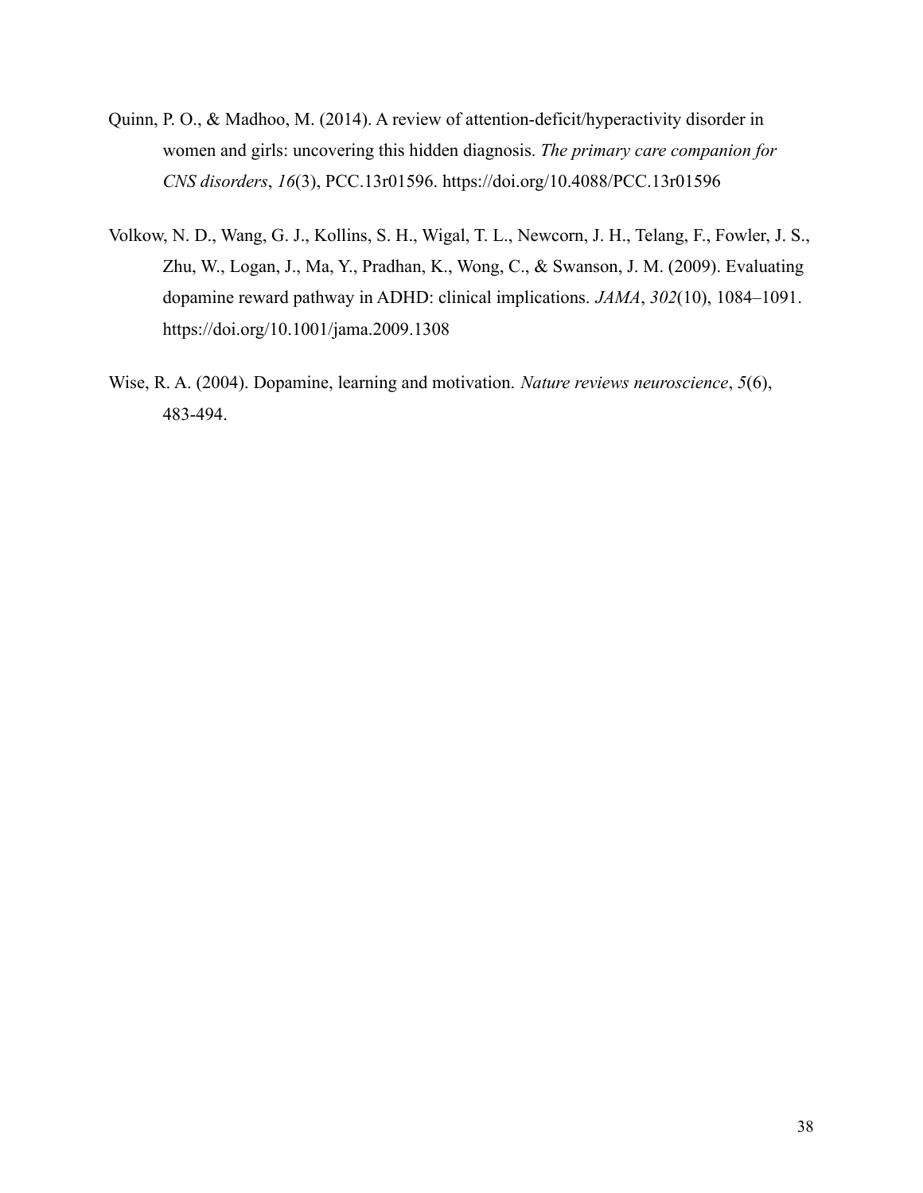Quinn, P. O., & Madhoo, M. (2014). A review of attention-deficit/hyperactivity disorder in women and girls: uncovering this hidden diagnosis. *The primary care companion for CNS disorders*, *16*(3), PCC.13r01596. https://doi.org/10.4088/PCC.13r01596

Volkow, N. D., Wang, G. J., Kollins, S. H., Wigal, T. L., Newcorn, J. H., Telang, F., Fowler, J. S., Zhu, W., Logan, J., Ma, Y., Pradhan, K., Wong, C., & Swanson, J. M. (2009). Evaluating dopamine reward pathway in ADHD: clinical implications. *JAMA*, *302*(10), 1084–1091. https://doi.org/10.1001/jama.2009.1308

Wise, R. A. (2004). Dopamine, learning and motivation. *Nature reviews neuroscience*, *5*(6), 483-494.